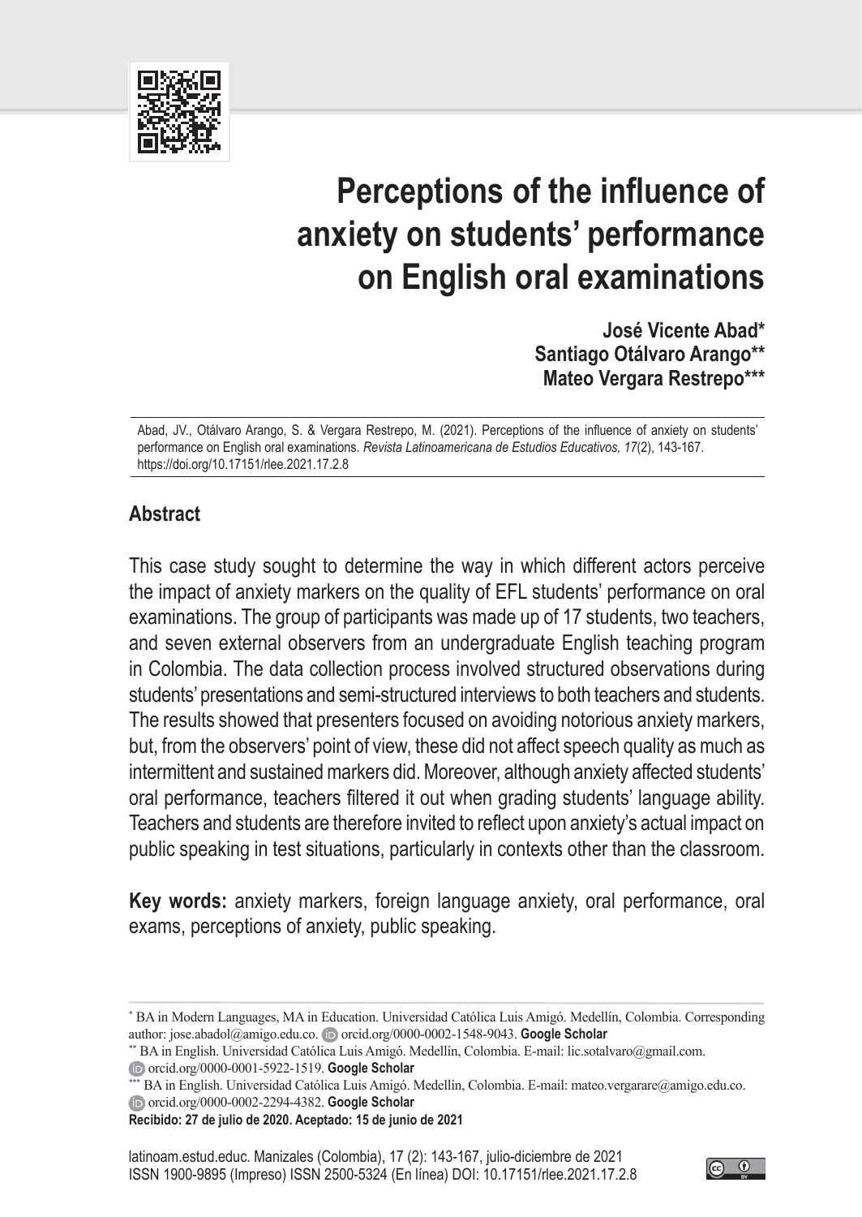# Perceptions of the influence of anxiety on students' performance on English oral examinations

**José Vicente Abad***
**Santiago Otálvaro Arango****
**Mateo Vergara Restrepo*****

Abad, JV., Otálvaro Arango, S. & Vergara Restrepo, M. (2021). Perceptions of the influence of anxiety on students' performance on English oral examinations. *Revista Latinoamericana de Estudios Educativos, 17*(2), 143-167. https://doi.org/10.17151/rlee.2021.17.2.8

## Abstract

This case study sought to determine the way in which different actors perceive the impact of anxiety markers on the quality of EFL students' performance on oral examinations. The group of participants was made up of 17 students, two teachers, and seven external observers from an undergraduate English teaching program in Colombia. The data collection process involved structured observations during students' presentations and semi-structured interviews to both teachers and students. The results showed that presenters focused on avoiding notorious anxiety markers, but, from the observers' point of view, these did not affect speech quality as much as intermittent and sustained markers did. Moreover, although anxiety affected students' oral performance, teachers filtered it out when grading students' language ability. Teachers and students are therefore invited to reflect upon anxiety's actual impact on public speaking in test situations, particularly in contexts other than the classroom.

**Key words:** anxiety markers, foreign language anxiety, oral performance, oral exams, perceptions of anxiety, public speaking.

---

\* BA in Modern Languages, MA in Education. Universidad Católica Luis Amigó. Medellín, Colombia. Corresponding author: jose.abadol@amigo.edu.co. orcid.org/0000-0002-1548-9043. **Google Scholar**

\*\* BA in English. Universidad Católica Luis Amigó. Medellín, Colombia. E-mail: lic.sotalvaro@gmail.com. orcid.org/0000-0001-5922-1519. **Google Scholar**

\*\*\* BA in English. Universidad Católica Luis Amigó. Medellín, Colombia. E-mail: mateo.vergarare@amigo.edu.co. orcid.org/0000-0002-2294-4382. **Google Scholar**

**Recibido: 27 de julio de 2020. Aceptado: 15 de junio de 2021**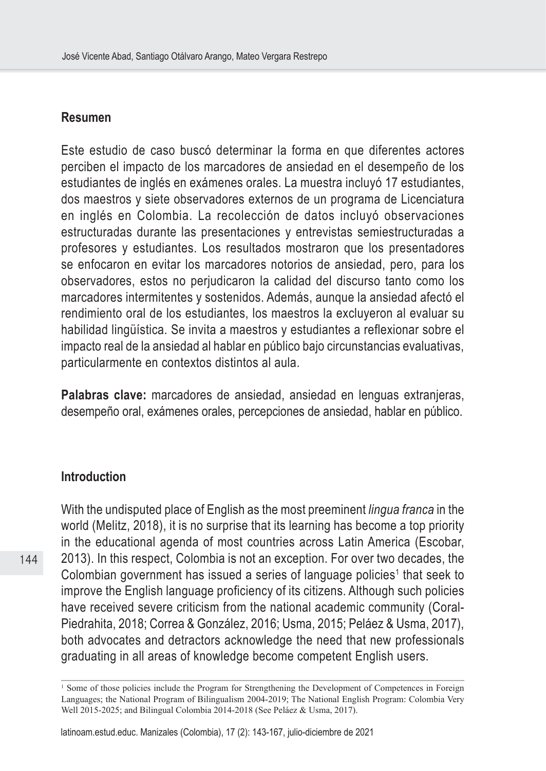## Resumen

Este estudio de caso buscó determinar la forma en que diferentes actores perciben el impacto de los marcadores de ansiedad en el desempeño de los estudiantes de inglés en exámenes orales. La muestra incluyó 17 estudiantes, dos maestros y siete observadores externos de un programa de Licenciatura en inglés en Colombia. La recolección de datos incluyó observaciones estructuradas durante las presentaciones y entrevistas semiestructuradas a profesores y estudiantes. Los resultados mostraron que los presentadores se enfocaron en evitar los marcadores notorios de ansiedad, pero, para los observadores, estos no perjudicaron la calidad del discurso tanto como los marcadores intermitentes y sostenidos. Además, aunque la ansiedad afectó el rendimiento oral de los estudiantes, los maestros la excluyeron al evaluar su habilidad lingüística. Se invita a maestros y estudiantes a reflexionar sobre el impacto real de la ansiedad al hablar en público bajo circunstancias evaluativas, particularmente en contextos distintos al aula.

**Palabras clave:** marcadores de ansiedad, ansiedad en lenguas extranjeras, desempeño oral, exámenes orales, percepciones de ansiedad, hablar en público.

## Introduction

With the undisputed place of English as the most preeminent *lingua franca* in the world (Melitz, 2018), it is no surprise that its learning has become a top priority in the educational agenda of most countries across Latin America (Escobar, 2013). In this respect, Colombia is not an exception. For over two decades, the Colombian government has issued a series of language policies[1] that seek to improve the English language proficiency of its citizens. Although such policies have received severe criticism from the national academic community (Coral-Piedrahita, 2018; Correa & González, 2016; Usma, 2015; Peláez & Usma, 2017), both advocates and detractors acknowledge the need that new professionals graduating in all areas of knowledge become competent English users.

[1] Some of those policies include the Program for Strengthening the Development of Competences in Foreign Languages; the National Program of Bilingualism 2004-2019; The National English Program: Colombia Very Well 2015-2025; and Bilingual Colombia 2014-2018 (See Peláez & Usma, 2017).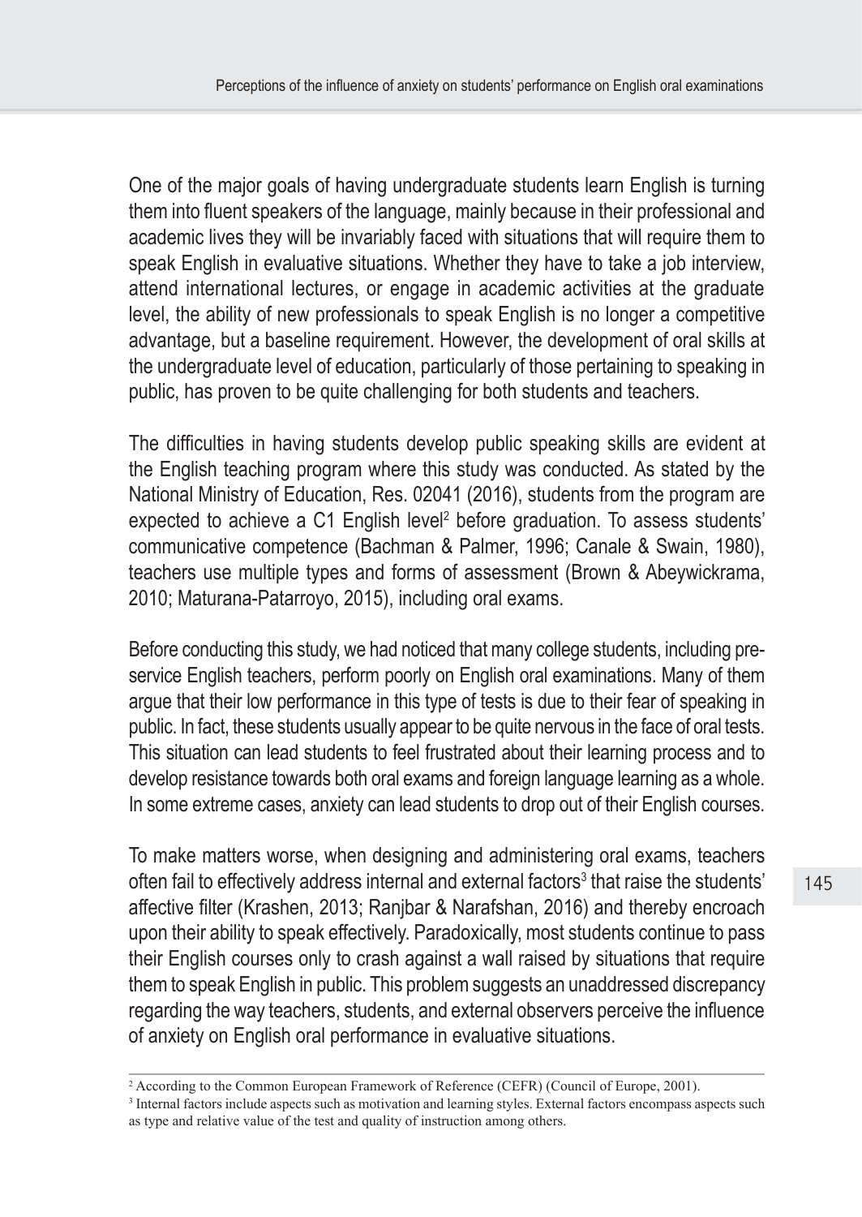One of the major goals of having undergraduate students learn English is turning them into fluent speakers of the language, mainly because in their professional and academic lives they will be invariably faced with situations that will require them to speak English in evaluative situations. Whether they have to take a job interview, attend international lectures, or engage in academic activities at the graduate level, the ability of new professionals to speak English is no longer a competitive advantage, but a baseline requirement. However, the development of oral skills at the undergraduate level of education, particularly of those pertaining to speaking in public, has proven to be quite challenging for both students and teachers.

The difficulties in having students develop public speaking skills are evident at the English teaching program where this study was conducted. As stated by the National Ministry of Education, Res. 02041 (2016), students from the program are expected to achieve a C1 English level[2] before graduation. To assess students' communicative competence (Bachman & Palmer, 1996; Canale & Swain, 1980), teachers use multiple types and forms of assessment (Brown & Abeywickrama, 2010; Maturana-Patarroyo, 2015), including oral exams.

Before conducting this study, we had noticed that many college students, including pre-service English teachers, perform poorly on English oral examinations. Many of them argue that their low performance in this type of tests is due to their fear of speaking in public. In fact, these students usually appear to be quite nervous in the face of oral tests. This situation can lead students to feel frustrated about their learning process and to develop resistance towards both oral exams and foreign language learning as a whole. In some extreme cases, anxiety can lead students to drop out of their English courses.

To make matters worse, when designing and administering oral exams, teachers often fail to effectively address internal and external factors[3] that raise the students' affective filter (Krashen, 2013; Ranjbar & Narafshan, 2016) and thereby encroach upon their ability to speak effectively. Paradoxically, most students continue to pass their English courses only to crash against a wall raised by situations that require them to speak English in public. This problem suggests an unaddressed discrepancy regarding the way teachers, students, and external observers perceive the influence of anxiety on English oral performance in evaluative situations.

---

[2] According to the Common European Framework of Reference (CEFR) (Council of Europe, 2001).

[3] Internal factors include aspects such as motivation and learning styles. External factors encompass aspects such as type and relative value of the test and quality of instruction among others.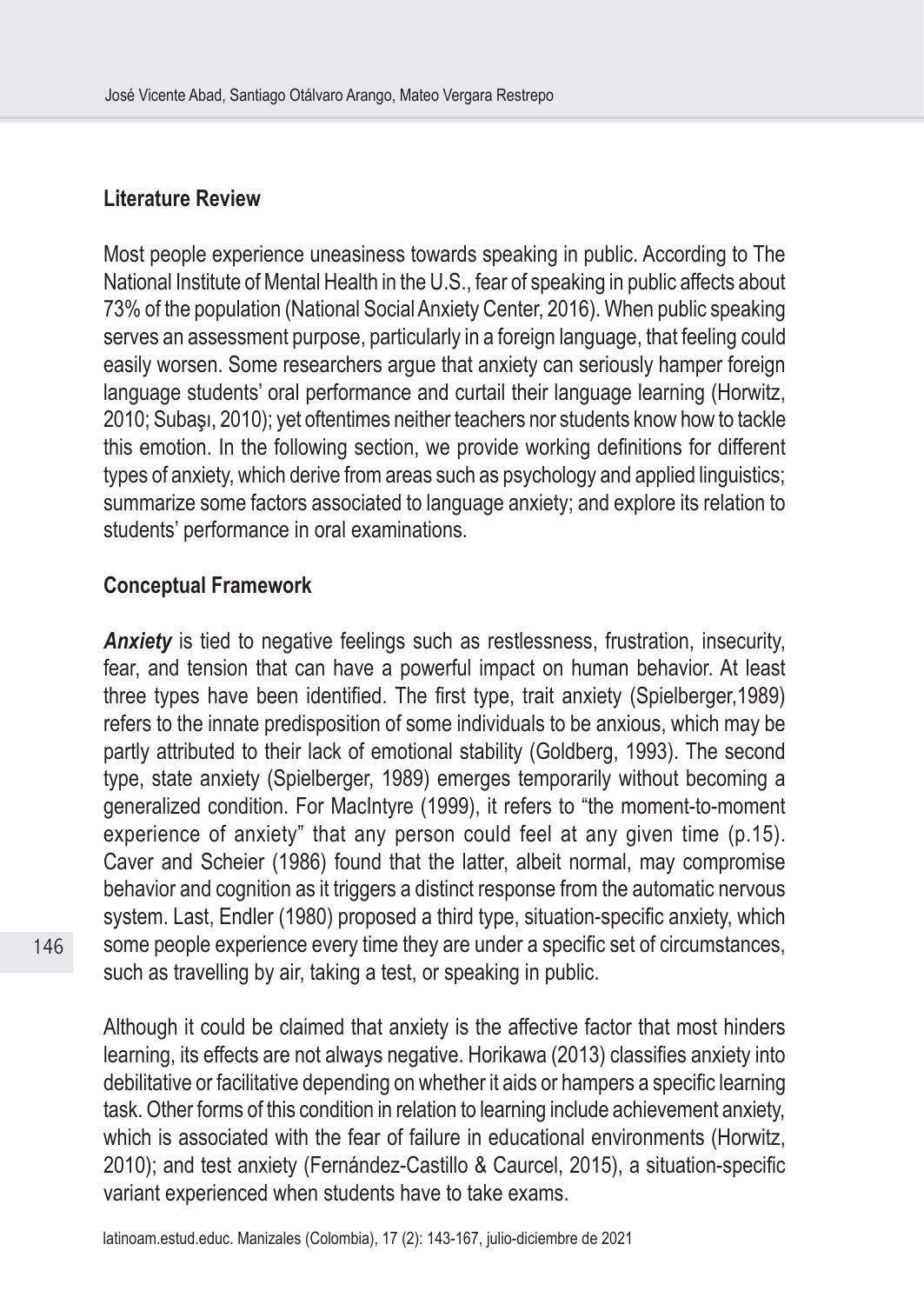## Literature Review

Most people experience uneasiness towards speaking in public. According to The National Institute of Mental Health in the U.S., fear of speaking in public affects about 73% of the population (National Social Anxiety Center, 2016). When public speaking serves an assessment purpose, particularly in a foreign language, that feeling could easily worsen. Some researchers argue that anxiety can seriously hamper foreign language students' oral performance and curtail their language learning (Horwitz, 2010; Subaşı, 2010); yet oftentimes neither teachers nor students know how to tackle this emotion. In the following section, we provide working definitions for different types of anxiety, which derive from areas such as psychology and applied linguistics; summarize some factors associated to language anxiety; and explore its relation to students' performance in oral examinations.

## Conceptual Framework

***Anxiety*** is tied to negative feelings such as restlessness, frustration, insecurity, fear, and tension that can have a powerful impact on human behavior. At least three types have been identified. The first type, trait anxiety (Spielberger,1989) refers to the innate predisposition of some individuals to be anxious, which may be partly attributed to their lack of emotional stability (Goldberg, 1993). The second type, state anxiety (Spielberger, 1989) emerges temporarily without becoming a generalized condition. For MacIntyre (1999), it refers to "the moment-to-moment experience of anxiety" that any person could feel at any given time (p.15). Caver and Scheier (1986) found that the latter, albeit normal, may compromise behavior and cognition as it triggers a distinct response from the automatic nervous system. Last, Endler (1980) proposed a third type, situation-specific anxiety, which some people experience every time they are under a specific set of circumstances, such as travelling by air, taking a test, or speaking in public.

Although it could be claimed that anxiety is the affective factor that most hinders learning, its effects are not always negative. Horikawa (2013) classifies anxiety into debilitative or facilitative depending on whether it aids or hampers a specific learning task. Other forms of this condition in relation to learning include achievement anxiety, which is associated with the fear of failure in educational environments (Horwitz, 2010); and test anxiety (Fernández-Castillo & Caurcel, 2015), a situation-specific variant experienced when students have to take exams.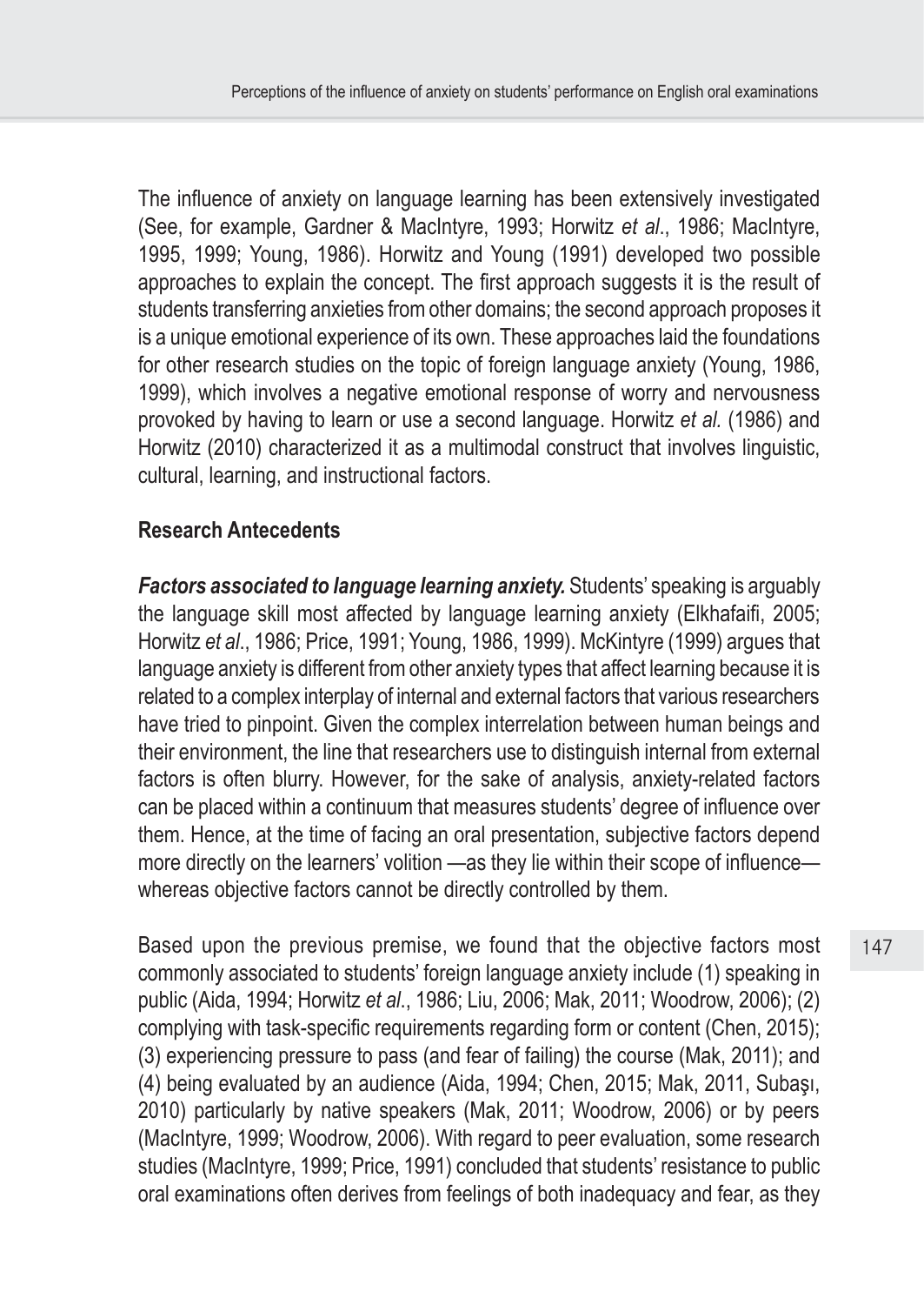The influence of anxiety on language learning has been extensively investigated (See, for example, Gardner & MacIntyre, 1993; Horwitz *et al*., 1986; MacIntyre, 1995, 1999; Young, 1986). Horwitz and Young (1991) developed two possible approaches to explain the concept. The first approach suggests it is the result of students transferring anxieties from other domains; the second approach proposes it is a unique emotional experience of its own. These approaches laid the foundations for other research studies on the topic of foreign language anxiety (Young, 1986, 1999), which involves a negative emotional response of worry and nervousness provoked by having to learn or use a second language. Horwitz *et al.* (1986) and Horwitz (2010) characterized it as a multimodal construct that involves linguistic, cultural, learning, and instructional factors.

## Research Antecedents

***Factors associated to language learning anxiety.*** Students' speaking is arguably the language skill most affected by language learning anxiety (Elkhafaifi, 2005; Horwitz *et al*., 1986; Price, 1991; Young, 1986, 1999). McKintyre (1999) argues that language anxiety is different from other anxiety types that affect learning because it is related to a complex interplay of internal and external factors that various researchers have tried to pinpoint. Given the complex interrelation between human beings and their environment, the line that researchers use to distinguish internal from external factors is often blurry. However, for the sake of analysis, anxiety-related factors can be placed within a continuum that measures students' degree of influence over them. Hence, at the time of facing an oral presentation, subjective factors depend more directly on the learners' volition —as they lie within their scope of influence— whereas objective factors cannot be directly controlled by them.

Based upon the previous premise, we found that the objective factors most commonly associated to students' foreign language anxiety include (1) speaking in public (Aida, 1994; Horwitz *et al*., 1986; Liu, 2006; Mak, 2011; Woodrow, 2006); (2) complying with task-specific requirements regarding form or content (Chen, 2015); (3) experiencing pressure to pass (and fear of failing) the course (Mak, 2011); and (4) being evaluated by an audience (Aida, 1994; Chen, 2015; Mak, 2011, Subaşı, 2010) particularly by native speakers (Mak, 2011; Woodrow, 2006) or by peers (MacIntyre, 1999; Woodrow, 2006). With regard to peer evaluation, some research studies (MacIntyre, 1999; Price, 1991) concluded that students' resistance to public oral examinations often derives from feelings of both inadequacy and fear, as they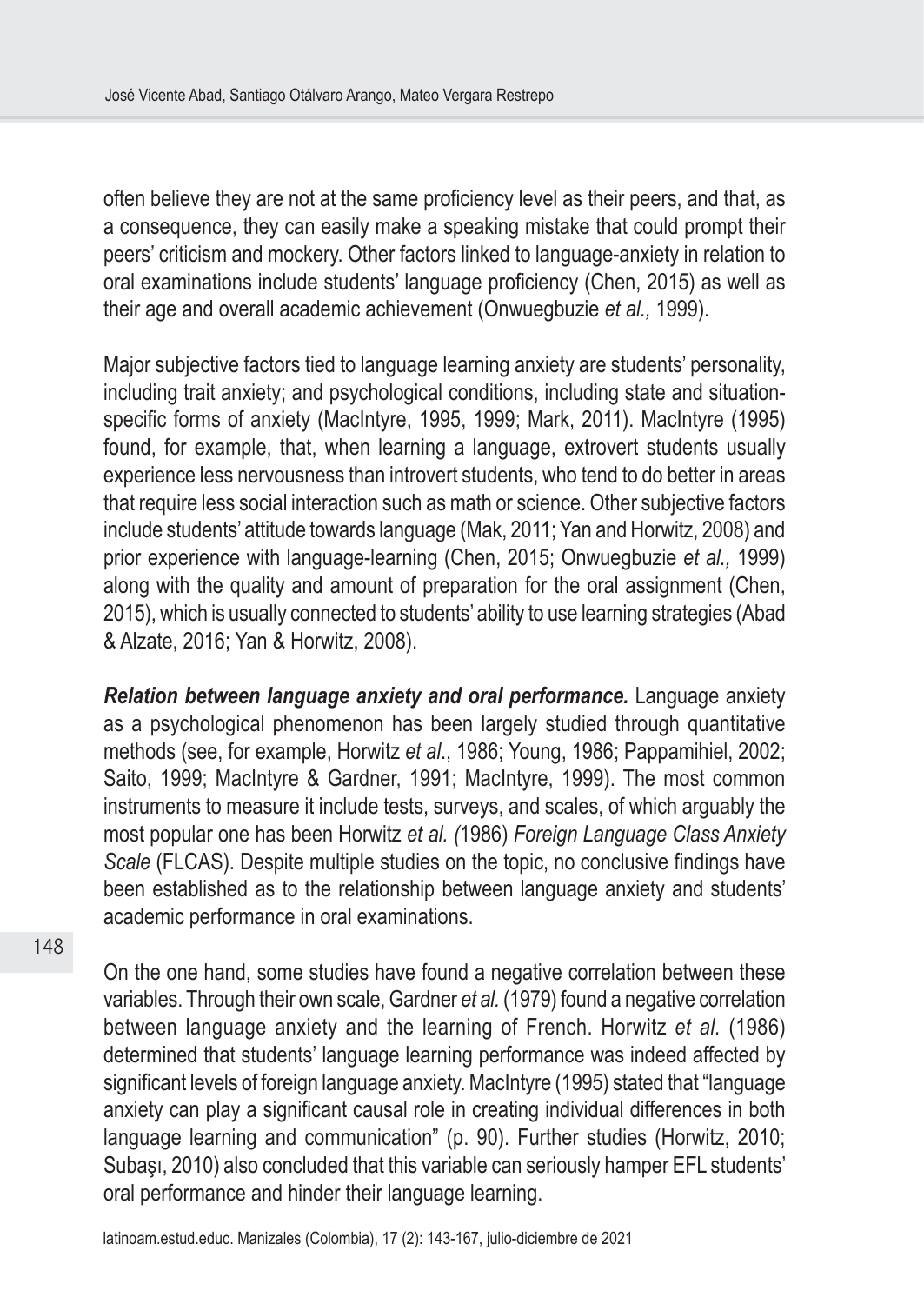often believe they are not at the same proficiency level as their peers, and that, as a consequence, they can easily make a speaking mistake that could prompt their peers' criticism and mockery. Other factors linked to language-anxiety in relation to oral examinations include students' language proficiency (Chen, 2015) as well as their age and overall academic achievement (Onwuegbuzie *et al.,* 1999).

Major subjective factors tied to language learning anxiety are students' personality, including trait anxiety; and psychological conditions, including state and situation-specific forms of anxiety (MacIntyre, 1995, 1999; Mark, 2011). MacIntyre (1995) found, for example, that, when learning a language, extrovert students usually experience less nervousness than introvert students, who tend to do better in areas that require less social interaction such as math or science. Other subjective factors include students' attitude towards language (Mak, 2011; Yan and Horwitz, 2008) and prior experience with language-learning (Chen, 2015; Onwuegbuzie *et al.,* 1999) along with the quality and amount of preparation for the oral assignment (Chen, 2015), which is usually connected to students' ability to use learning strategies (Abad & Alzate, 2016; Yan & Horwitz, 2008).

***Relation between language anxiety and oral performance.*** Language anxiety as a psychological phenomenon has been largely studied through quantitative methods (see, for example, Horwitz *et al*., 1986; Young, 1986; Pappamihiel, 2002; Saito, 1999; MacIntyre & Gardner, 1991; MacIntyre, 1999). The most common instruments to measure it include tests, surveys, and scales, of which arguably the most popular one has been Horwitz *et al. (*1986) *Foreign Language Class Anxiety Scale* (FLCAS). Despite multiple studies on the topic, no conclusive findings have been established as to the relationship between language anxiety and students' academic performance in oral examinations.

On the one hand, some studies have found a negative correlation between these variables. Through their own scale, Gardner *et al.* (1979) found a negative correlation between language anxiety and the learning of French. Horwitz *et al*. (1986) determined that students' language learning performance was indeed affected by significant levels of foreign language anxiety. MacIntyre (1995) stated that "language anxiety can play a significant causal role in creating individual differences in both language learning and communication" (p. 90). Further studies (Horwitz, 2010; Subaşı, 2010) also concluded that this variable can seriously hamper EFL students' oral performance and hinder their language learning.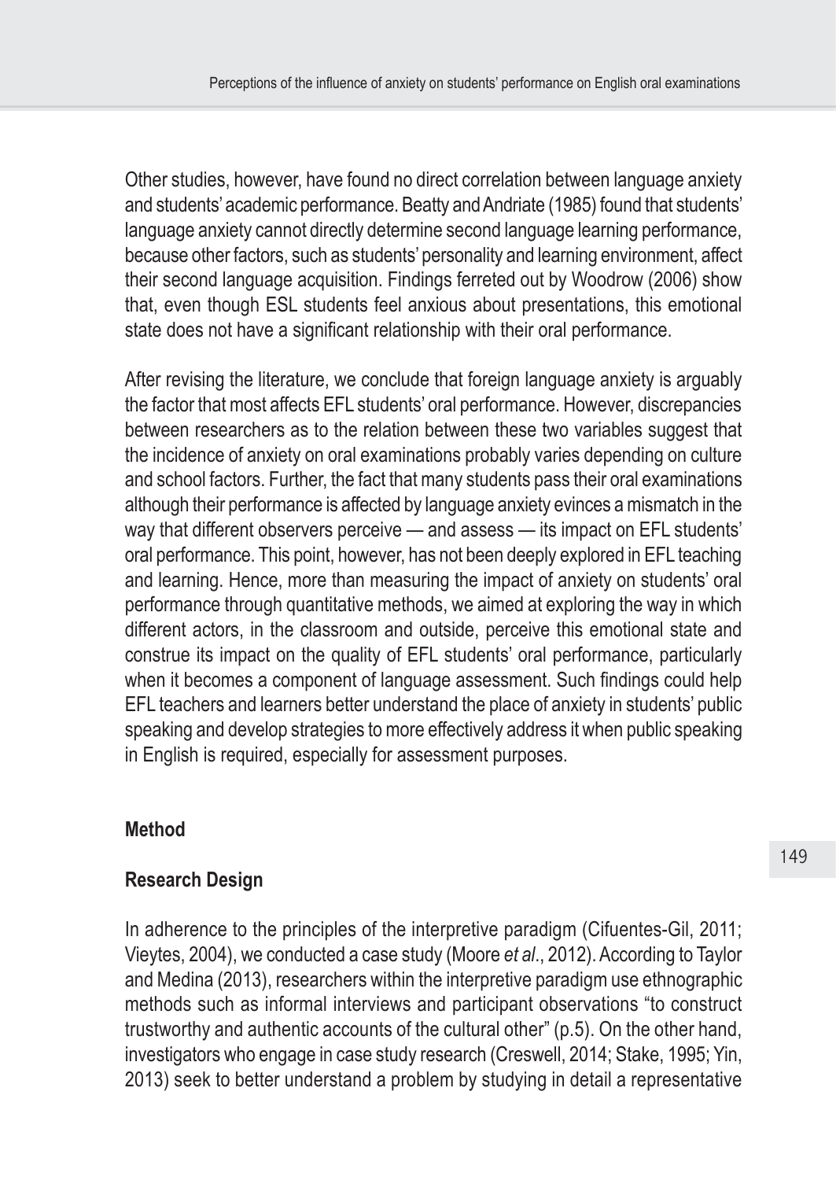Other studies, however, have found no direct correlation between language anxiety and students' academic performance. Beatty and Andriate (1985) found that students' language anxiety cannot directly determine second language learning performance, because other factors, such as students' personality and learning environment, affect their second language acquisition. Findings ferreted out by Woodrow (2006) show that, even though ESL students feel anxious about presentations, this emotional state does not have a significant relationship with their oral performance.

After revising the literature, we conclude that foreign language anxiety is arguably the factor that most affects EFL students' oral performance. However, discrepancies between researchers as to the relation between these two variables suggest that the incidence of anxiety on oral examinations probably varies depending on culture and school factors. Further, the fact that many students pass their oral examinations although their performance is affected by language anxiety evinces a mismatch in the way that different observers perceive — and assess — its impact on EFL students' oral performance. This point, however, has not been deeply explored in EFL teaching and learning. Hence, more than measuring the impact of anxiety on students' oral performance through quantitative methods, we aimed at exploring the way in which different actors, in the classroom and outside, perceive this emotional state and construe its impact on the quality of EFL students' oral performance, particularly when it becomes a component of language assessment. Such findings could help EFL teachers and learners better understand the place of anxiety in students' public speaking and develop strategies to more effectively address it when public speaking in English is required, especially for assessment purposes.

## Method

### Research Design

In adherence to the principles of the interpretive paradigm (Cifuentes-Gil, 2011; Vieytes, 2004), we conducted a case study (Moore *et al*., 2012). According to Taylor and Medina (2013), researchers within the interpretive paradigm use ethnographic methods such as informal interviews and participant observations "to construct trustworthy and authentic accounts of the cultural other" (p.5). On the other hand, investigators who engage in case study research (Creswell, 2014; Stake, 1995; Yin, 2013) seek to better understand a problem by studying in detail a representative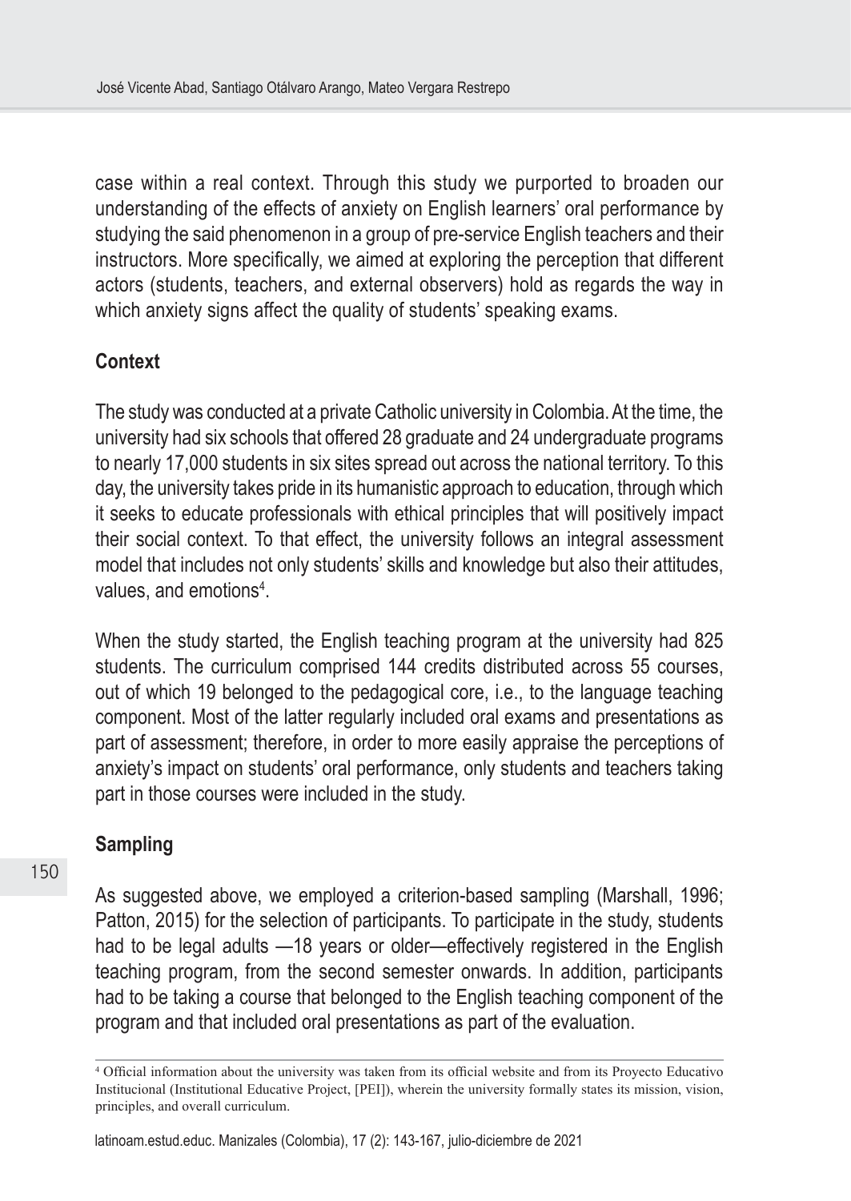case within a real context. Through this study we purported to broaden our understanding of the effects of anxiety on English learners' oral performance by studying the said phenomenon in a group of pre-service English teachers and their instructors. More specifically, we aimed at exploring the perception that different actors (students, teachers, and external observers) hold as regards the way in which anxiety signs affect the quality of students' speaking exams.

## Context

The study was conducted at a private Catholic university in Colombia. At the time, the university had six schools that offered 28 graduate and 24 undergraduate programs to nearly 17,000 students in six sites spread out across the national territory. To this day, the university takes pride in its humanistic approach to education, through which it seeks to educate professionals with ethical principles that will positively impact their social context. To that effect, the university follows an integral assessment model that includes not only students' skills and knowledge but also their attitudes, values, and emotions[4].

When the study started, the English teaching program at the university had 825 students. The curriculum comprised 144 credits distributed across 55 courses, out of which 19 belonged to the pedagogical core, i.e., to the language teaching component. Most of the latter regularly included oral exams and presentations as part of assessment; therefore, in order to more easily appraise the perceptions of anxiety's impact on students' oral performance, only students and teachers taking part in those courses were included in the study.

## Sampling

As suggested above, we employed a criterion-based sampling (Marshall, 1996; Patton, 2015) for the selection of participants. To participate in the study, students had to be legal adults —18 years or older—effectively registered in the English teaching program, from the second semester onwards. In addition, participants had to be taking a course that belonged to the English teaching component of the program and that included oral presentations as part of the evaluation.

[4] Official information about the university was taken from its official website and from its Proyecto Educativo Institucional (Institutional Educative Project, [PEI]), wherein the university formally states its mission, vision, principles, and overall curriculum.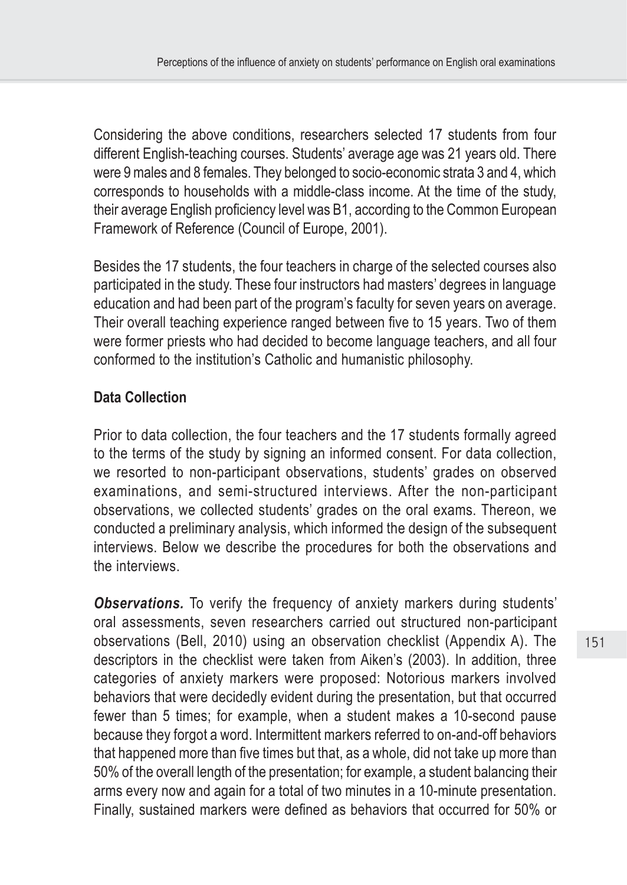Considering the above conditions, researchers selected 17 students from four different English-teaching courses. Students' average age was 21 years old. There were 9 males and 8 females. They belonged to socio-economic strata 3 and 4, which corresponds to households with a middle-class income. At the time of the study, their average English proficiency level was B1, according to the Common European Framework of Reference (Council of Europe, 2001).

Besides the 17 students, the four teachers in charge of the selected courses also participated in the study. These four instructors had masters' degrees in language education and had been part of the program's faculty for seven years on average. Their overall teaching experience ranged between five to 15 years. Two of them were former priests who had decided to become language teachers, and all four conformed to the institution's Catholic and humanistic philosophy.

### Data Collection

Prior to data collection, the four teachers and the 17 students formally agreed to the terms of the study by signing an informed consent. For data collection, we resorted to non-participant observations, students' grades on observed examinations, and semi-structured interviews. After the non-participant observations, we collected students' grades on the oral exams. Thereon, we conducted a preliminary analysis, which informed the design of the subsequent interviews. Below we describe the procedures for both the observations and the interviews.

***Observations.*** To verify the frequency of anxiety markers during students' oral assessments, seven researchers carried out structured non-participant observations (Bell, 2010) using an observation checklist (Appendix A). The descriptors in the checklist were taken from Aiken's (2003). In addition, three categories of anxiety markers were proposed: Notorious markers involved behaviors that were decidedly evident during the presentation, but that occurred fewer than 5 times; for example, when a student makes a 10-second pause because they forgot a word. Intermittent markers referred to on-and-off behaviors that happened more than five times but that, as a whole, did not take up more than 50% of the overall length of the presentation; for example, a student balancing their arms every now and again for a total of two minutes in a 10-minute presentation. Finally, sustained markers were defined as behaviors that occurred for 50% or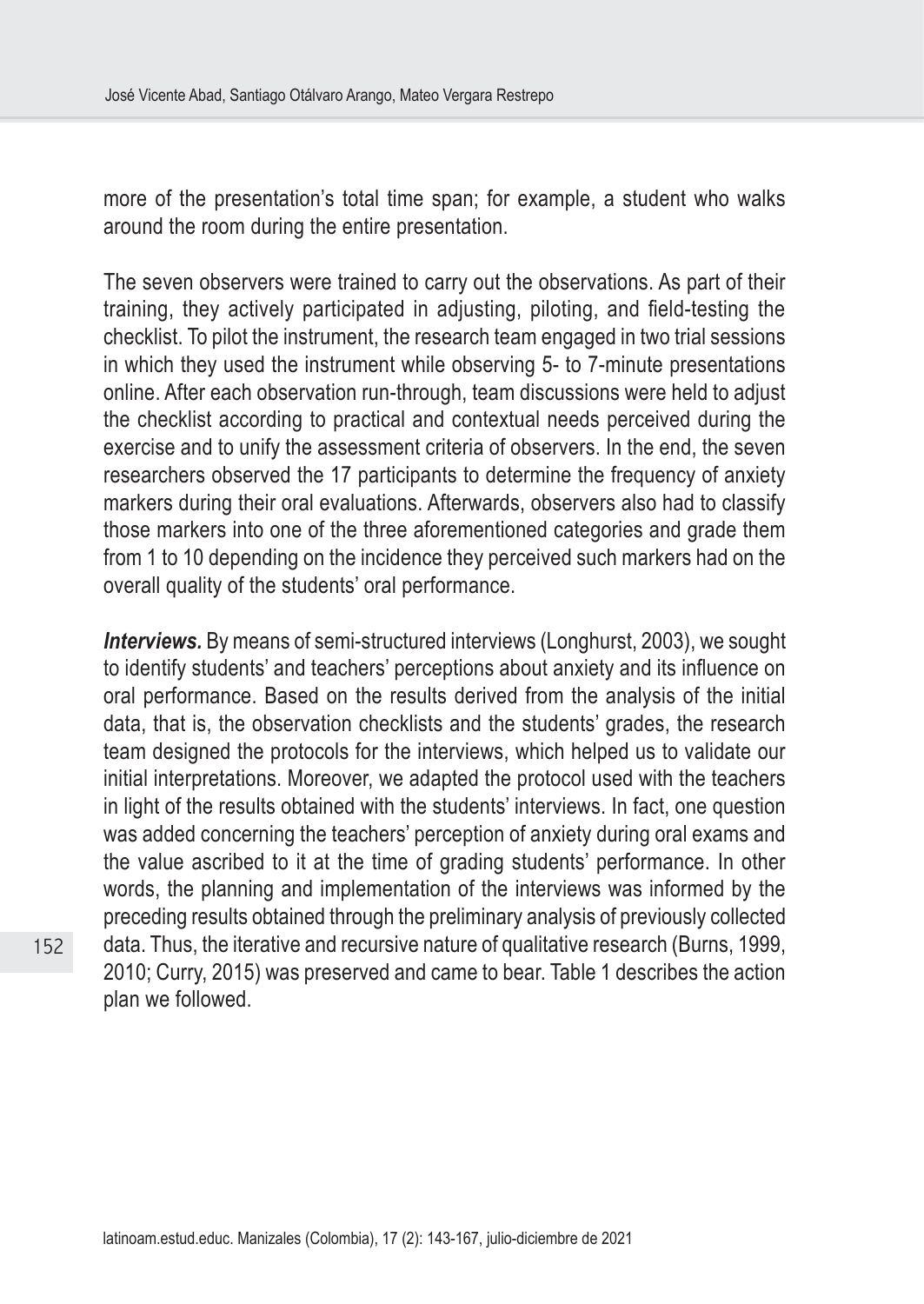more of the presentation's total time span; for example, a student who walks around the room during the entire presentation.

The seven observers were trained to carry out the observations. As part of their training, they actively participated in adjusting, piloting, and field-testing the checklist. To pilot the instrument, the research team engaged in two trial sessions in which they used the instrument while observing 5- to 7-minute presentations online. After each observation run-through, team discussions were held to adjust the checklist according to practical and contextual needs perceived during the exercise and to unify the assessment criteria of observers. In the end, the seven researchers observed the 17 participants to determine the frequency of anxiety markers during their oral evaluations. Afterwards, observers also had to classify those markers into one of the three aforementioned categories and grade them from 1 to 10 depending on the incidence they perceived such markers had on the overall quality of the students' oral performance.

***Interviews.*** By means of semi-structured interviews (Longhurst, 2003), we sought to identify students' and teachers' perceptions about anxiety and its influence on oral performance. Based on the results derived from the analysis of the initial data, that is, the observation checklists and the students' grades, the research team designed the protocols for the interviews, which helped us to validate our initial interpretations. Moreover, we adapted the protocol used with the teachers in light of the results obtained with the students' interviews. In fact, one question was added concerning the teachers' perception of anxiety during oral exams and the value ascribed to it at the time of grading students' performance. In other words, the planning and implementation of the interviews was informed by the preceding results obtained through the preliminary analysis of previously collected data. Thus, the iterative and recursive nature of qualitative research (Burns, 1999, 2010; Curry, 2015) was preserved and came to bear. Table 1 describes the action plan we followed.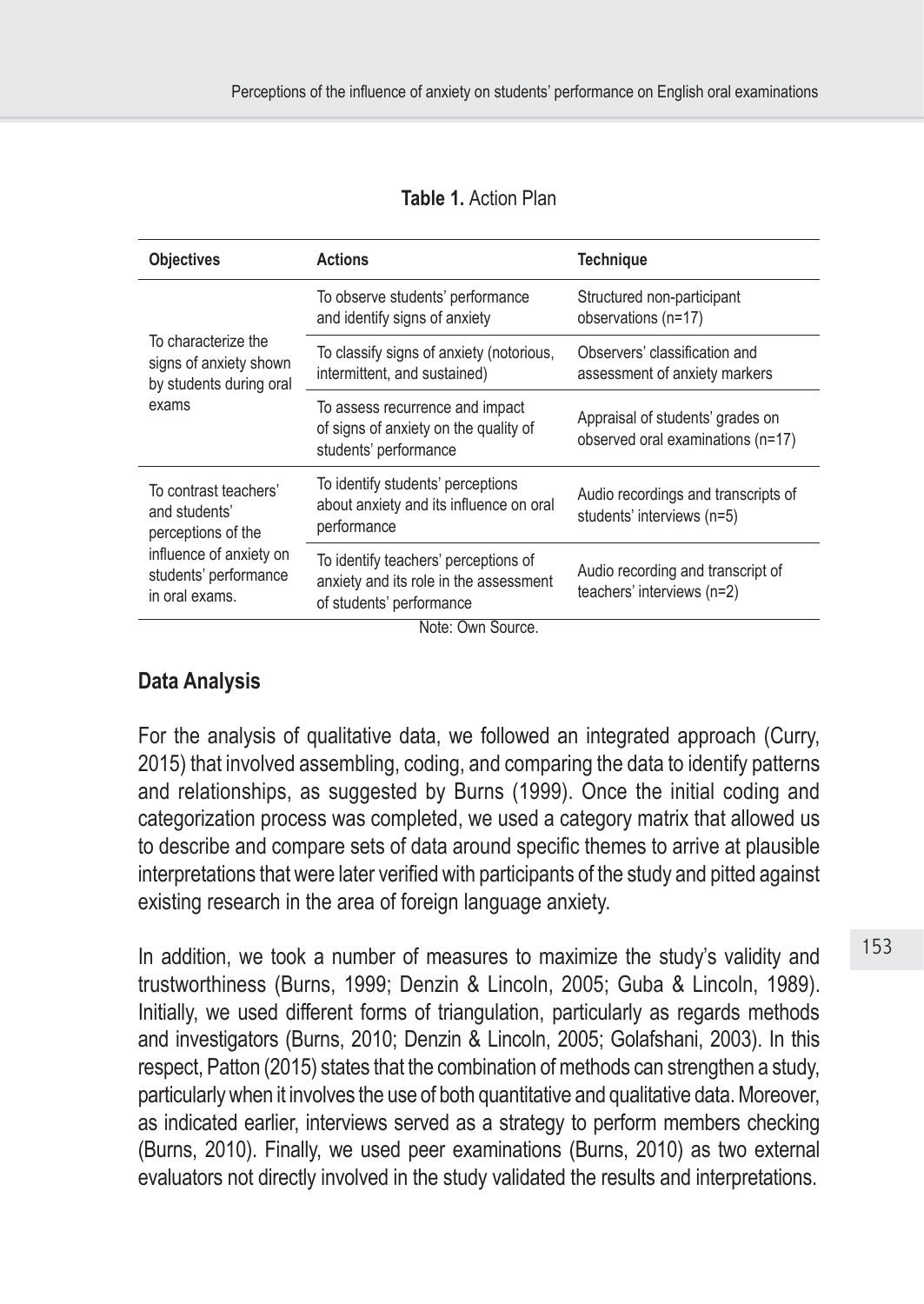**Table 1.** Action Plan

| Objectives | Actions | Technique |
|---|---|---|
| To characterize the signs of anxiety shown by students during oral exams | To observe students' performance and identify signs of anxiety | Structured non-participant observations (n=17) |
| | To classify signs of anxiety (notorious, intermittent, and sustained) | Observers' classification and assessment of anxiety markers |
| | To assess recurrence and impact of signs of anxiety on the quality of students' performance | Appraisal of students' grades on observed oral examinations (n=17) |
| To contrast teachers' and students' perceptions of the influence of anxiety on students' performance in oral exams. | To identify students' perceptions about anxiety and its influence on oral performance | Audio recordings and transcripts of students' interviews (n=5) |
| | To identify teachers' perceptions of anxiety and its role in the assessment of students' performance | Audio recording and transcript of teachers' interviews (n=2) |

Note: Own Source.

## Data Analysis

For the analysis of qualitative data, we followed an integrated approach (Curry, 2015) that involved assembling, coding, and comparing the data to identify patterns and relationships, as suggested by Burns (1999). Once the initial coding and categorization process was completed, we used a category matrix that allowed us to describe and compare sets of data around specific themes to arrive at plausible interpretations that were later verified with participants of the study and pitted against existing research in the area of foreign language anxiety.

In addition, we took a number of measures to maximize the study's validity and trustworthiness (Burns, 1999; Denzin & Lincoln, 2005; Guba & Lincoln, 1989). Initially, we used different forms of triangulation, particularly as regards methods and investigators (Burns, 2010; Denzin & Lincoln, 2005; Golafshani, 2003). In this respect, Patton (2015) states that the combination of methods can strengthen a study, particularly when it involves the use of both quantitative and qualitative data. Moreover, as indicated earlier, interviews served as a strategy to perform members checking (Burns, 2010). Finally, we used peer examinations (Burns, 2010) as two external evaluators not directly involved in the study validated the results and interpretations.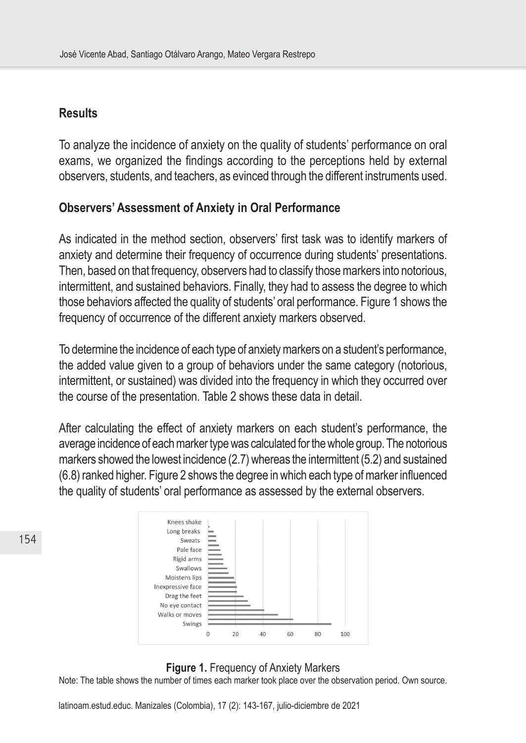## Results

To analyze the incidence of anxiety on the quality of students' performance on oral exams, we organized the findings according to the perceptions held by external observers, students, and teachers, as evinced through the different instruments used.

### Observers' Assessment of Anxiety in Oral Performance

As indicated in the method section, observers' first task was to identify markers of anxiety and determine their frequency of occurrence during students' presentations. Then, based on that frequency, observers had to classify those markers into notorious, intermittent, and sustained behaviors. Finally, they had to assess the degree to which those behaviors affected the quality of students' oral performance. Figure 1 shows the frequency of occurrence of the different anxiety markers observed.

To determine the incidence of each type of anxiety markers on a student's performance, the added value given to a group of behaviors under the same category (notorious, intermittent, or sustained) was divided into the frequency in which they occurred over the course of the presentation. Table 2 shows these data in detail.

After calculating the effect of anxiety markers on each student's performance, the average incidence of each marker type was calculated for the whole group. The notorious markers showed the lowest incidence (2.7) whereas the intermittent (5.2) and sustained (6.8) ranked higher. Figure 2 shows the degree in which each type of marker influenced the quality of students' oral performance as assessed by the external observers.

**Figure 1.** Frequency of Anxiety Markers

Note: The table shows the number of times each marker took place over the observation period. Own source.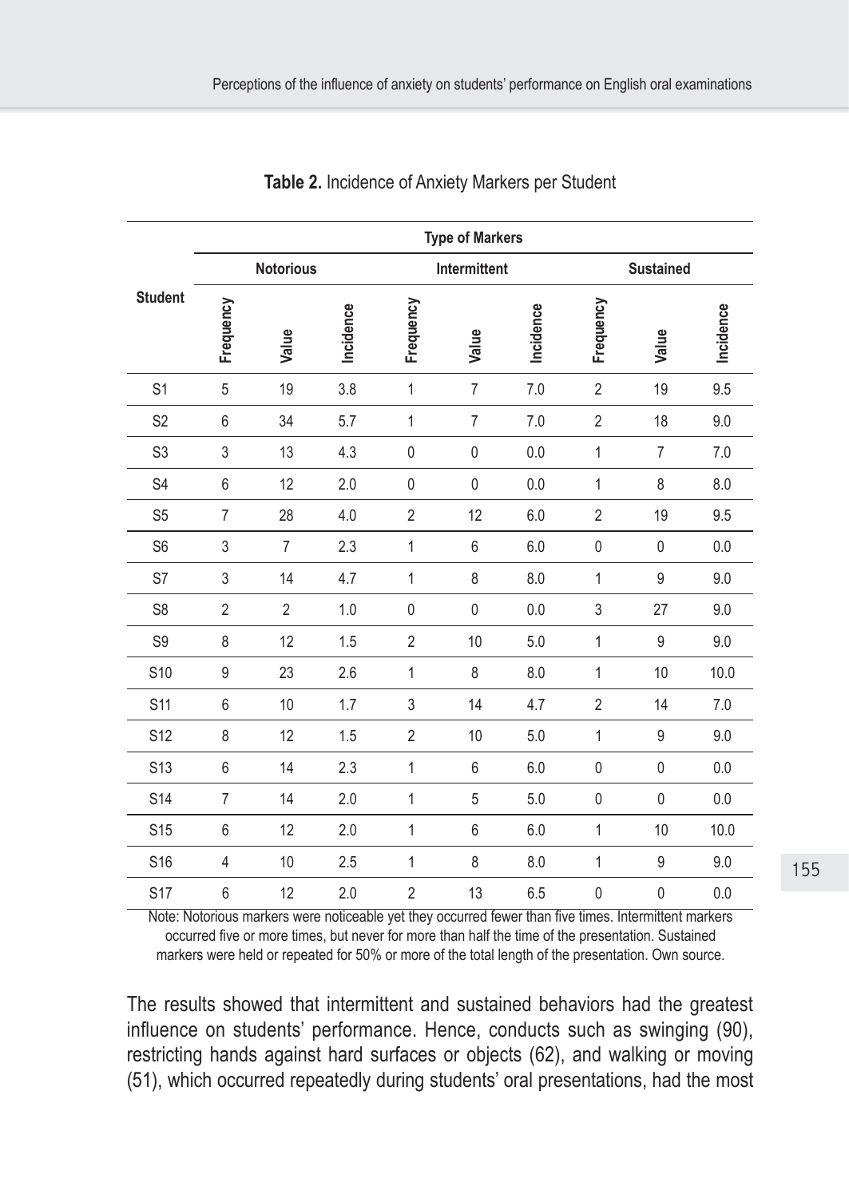**Table 2.** Incidence of Anxiety Markers per Student

| Student | Type of Markers | | | | | | | | |
|---|---|---|---|---|---|---|---|---|---|
| | Notorious | | | Intermittent | | | Sustained | | |
| | Frequency | Value | Incidence | Frequency | Value | Incidence | Frequency | Value | Incidence |
| S1 | 5 | 19 | 3.8 | 1 | 7 | 7.0 | 2 | 19 | 9.5 |
| S2 | 6 | 34 | 5.7 | 1 | 7 | 7.0 | 2 | 18 | 9.0 |
| S3 | 3 | 13 | 4.3 | 0 | 0 | 0.0 | 1 | 7 | 7.0 |
| S4 | 6 | 12 | 2.0 | 0 | 0 | 0.0 | 1 | 8 | 8.0 |
| S5 | 7 | 28 | 4.0 | 2 | 12 | 6.0 | 2 | 19 | 9.5 |
| S6 | 3 | 7 | 2.3 | 1 | 6 | 6.0 | 0 | 0 | 0.0 |
| S7 | 3 | 14 | 4.7 | 1 | 8 | 8.0 | 1 | 9 | 9.0 |
| S8 | 2 | 2 | 1.0 | 0 | 0 | 0.0 | 3 | 27 | 9.0 |
| S9 | 8 | 12 | 1.5 | 2 | 10 | 5.0 | 1 | 9 | 9.0 |
| S10 | 9 | 23 | 2.6 | 1 | 8 | 8.0 | 1 | 10 | 10.0 |
| S11 | 6 | 10 | 1.7 | 3 | 14 | 4.7 | 2 | 14 | 7.0 |
| S12 | 8 | 12 | 1.5 | 2 | 10 | 5.0 | 1 | 9 | 9.0 |
| S13 | 6 | 14 | 2.3 | 1 | 6 | 6.0 | 0 | 0 | 0.0 |
| S14 | 7 | 14 | 2.0 | 1 | 5 | 5.0 | 0 | 0 | 0.0 |
| S15 | 6 | 12 | 2.0 | 1 | 6 | 6.0 | 1 | 10 | 10.0 |
| S16 | 4 | 10 | 2.5 | 1 | 8 | 8.0 | 1 | 9 | 9.0 |
| S17 | 6 | 12 | 2.0 | 2 | 13 | 6.5 | 0 | 0 | 0.0 |

Note: Notorious markers were noticeable yet they occurred fewer than five times. Intermittent markers occurred five or more times, but never for more than half the time of the presentation. Sustained markers were held or repeated for 50% or more of the total length of the presentation. Own source.

The results showed that intermittent and sustained behaviors had the greatest influence on students' performance. Hence, conducts such as swinging (90), restricting hands against hard surfaces or objects (62), and walking or moving (51), which occurred repeatedly during students' oral presentations, had the most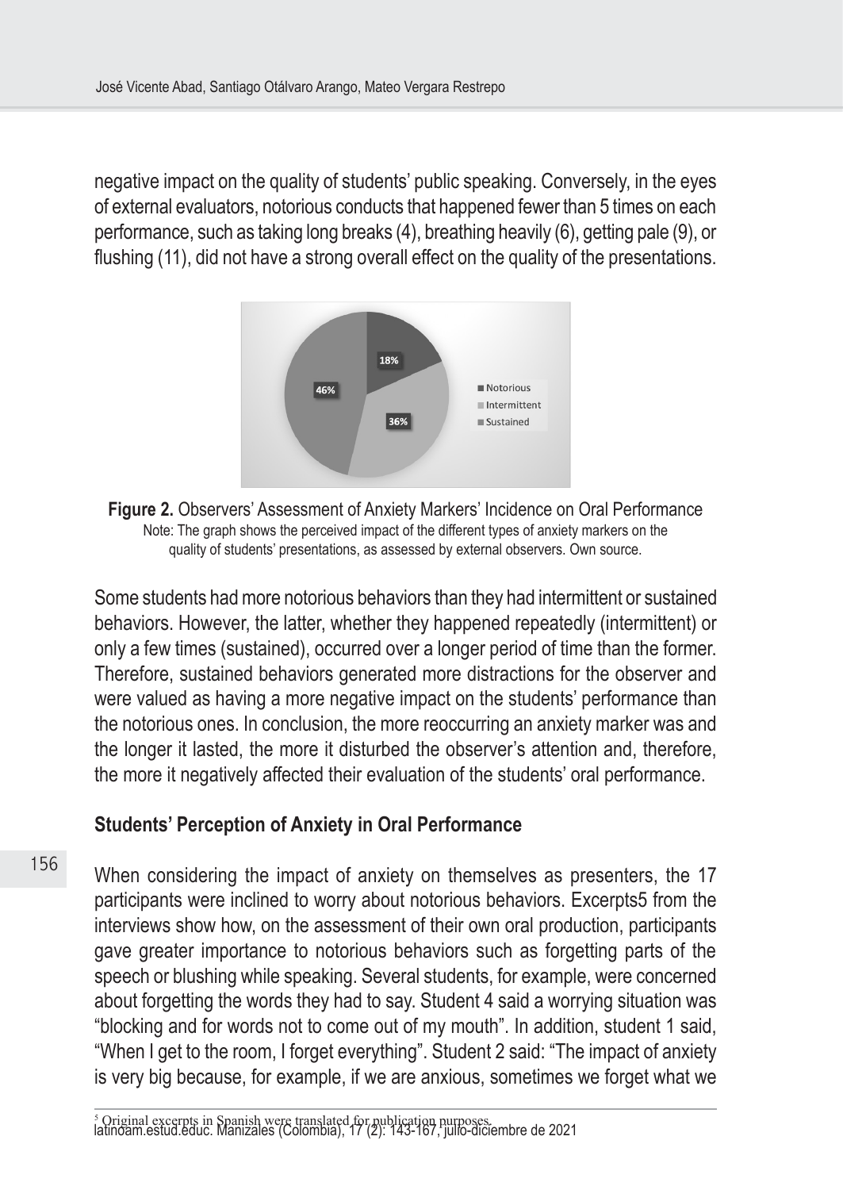negative impact on the quality of students' public speaking. Conversely, in the eyes of external evaluators, notorious conducts that happened fewer than 5 times on each performance, such as taking long breaks (4), breathing heavily (6), getting pale (9), or flushing (11), did not have a strong overall effect on the quality of the presentations.

**Figure 2.** Observers' Assessment of Anxiety Markers' Incidence on Oral Performance
Note: The graph shows the perceived impact of the different types of anxiety markers on the quality of students' presentations, as assessed by external observers. Own source.

Some students had more notorious behaviors than they had intermittent or sustained behaviors. However, the latter, whether they happened repeatedly (intermittent) or only a few times (sustained), occurred over a longer period of time than the former. Therefore, sustained behaviors generated more distractions for the observer and were valued as having a more negative impact on the students' performance than the notorious ones. In conclusion, the more reoccurring an anxiety marker was and the longer it lasted, the more it disturbed the observer's attention and, therefore, the more it negatively affected their evaluation of the students' oral performance.

## Students' Perception of Anxiety in Oral Performance

When considering the impact of anxiety on themselves as presenters, the 17 participants were inclined to worry about notorious behaviors. Excerpts[5] from the interviews show how, on the assessment of their own oral production, participants gave greater importance to notorious behaviors such as forgetting parts of the speech or blushing while speaking. Several students, for example, were concerned about forgetting the words they had to say. Student 4 said a worrying situation was "blocking and for words not to come out of my mouth". In addition, student 1 said, "When I get to the room, I forget everything". Student 2 said: "The impact of anxiety is very big because, for example, if we are anxious, sometimes we forget what we

[5] Original excerpts in Spanish were translated for publication purposes.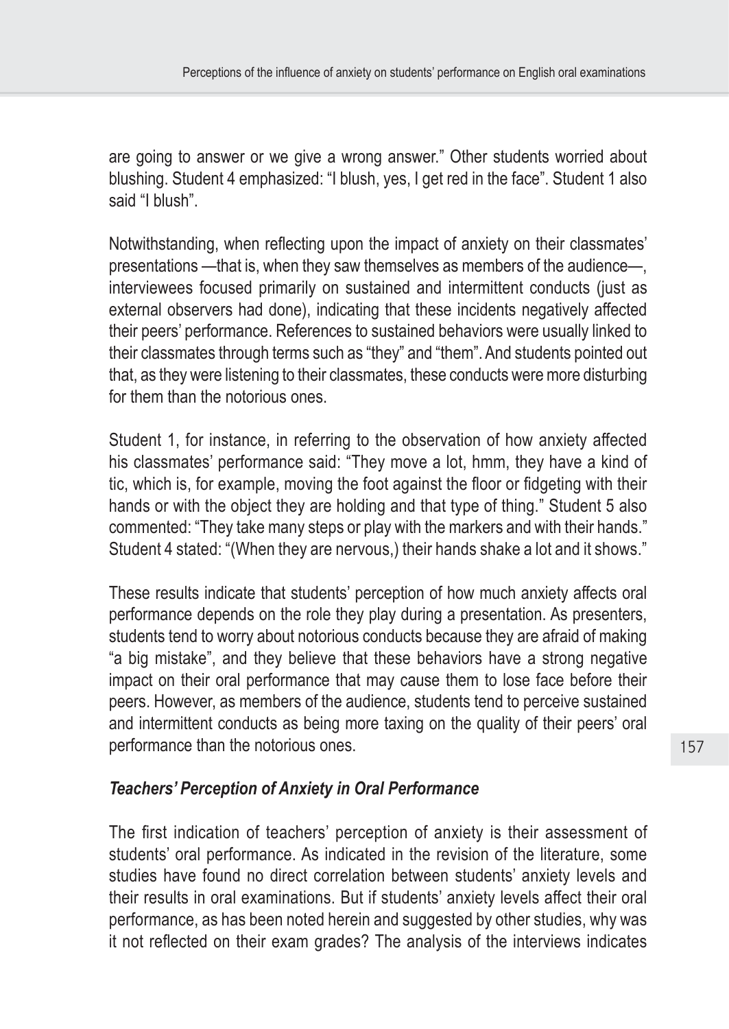are going to answer or we give a wrong answer." Other students worried about blushing. Student 4 emphasized: "I blush, yes, I get red in the face". Student 1 also said "I blush".

Notwithstanding, when reflecting upon the impact of anxiety on their classmates' presentations —that is, when they saw themselves as members of the audience—, interviewees focused primarily on sustained and intermittent conducts (just as external observers had done), indicating that these incidents negatively affected their peers' performance. References to sustained behaviors were usually linked to their classmates through terms such as "they" and "them". And students pointed out that, as they were listening to their classmates, these conducts were more disturbing for them than the notorious ones.

Student 1, for instance, in referring to the observation of how anxiety affected his classmates' performance said: "They move a lot, hmm, they have a kind of tic, which is, for example, moving the foot against the floor or fidgeting with their hands or with the object they are holding and that type of thing." Student 5 also commented: "They take many steps or play with the markers and with their hands." Student 4 stated: "(When they are nervous,) their hands shake a lot and it shows."

These results indicate that students' perception of how much anxiety affects oral performance depends on the role they play during a presentation. As presenters, students tend to worry about notorious conducts because they are afraid of making "a big mistake", and they believe that these behaviors have a strong negative impact on their oral performance that may cause them to lose face before their peers. However, as members of the audience, students tend to perceive sustained and intermittent conducts as being more taxing on the quality of their peers' oral performance than the notorious ones.

### *Teachers' Perception of Anxiety in Oral Performance*

The first indication of teachers' perception of anxiety is their assessment of students' oral performance. As indicated in the revision of the literature, some studies have found no direct correlation between students' anxiety levels and their results in oral examinations. But if students' anxiety levels affect their oral performance, as has been noted herein and suggested by other studies, why was it not reflected on their exam grades? The analysis of the interviews indicates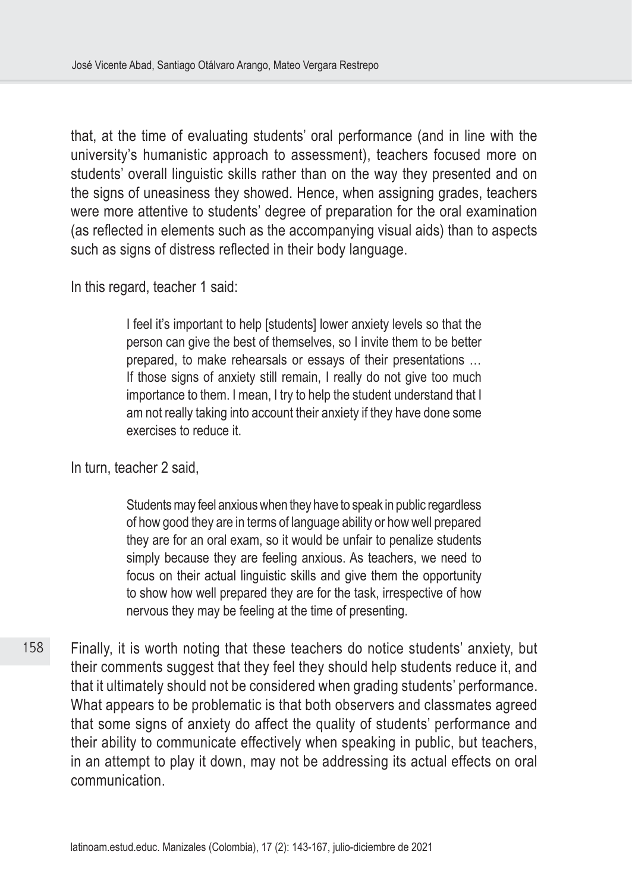that, at the time of evaluating students' oral performance (and in line with the university's humanistic approach to assessment), teachers focused more on students' overall linguistic skills rather than on the way they presented and on the signs of uneasiness they showed. Hence, when assigning grades, teachers were more attentive to students' degree of preparation for the oral examination (as reflected in elements such as the accompanying visual aids) than to aspects such as signs of distress reflected in their body language.

In this regard, teacher 1 said:

> I feel it's important to help [students] lower anxiety levels so that the person can give the best of themselves, so I invite them to be better prepared, to make rehearsals or essays of their presentations … If those signs of anxiety still remain, I really do not give too much importance to them. I mean, I try to help the student understand that I am not really taking into account their anxiety if they have done some exercises to reduce it.

In turn, teacher 2 said,

> Students may feel anxious when they have to speak in public regardless of how good they are in terms of language ability or how well prepared they are for an oral exam, so it would be unfair to penalize students simply because they are feeling anxious. As teachers, we need to focus on their actual linguistic skills and give them the opportunity to show how well prepared they are for the task, irrespective of how nervous they may be feeling at the time of presenting.

Finally, it is worth noting that these teachers do notice students' anxiety, but their comments suggest that they feel they should help students reduce it, and that it ultimately should not be considered when grading students' performance. What appears to be problematic is that both observers and classmates agreed that some signs of anxiety do affect the quality of students' performance and their ability to communicate effectively when speaking in public, but teachers, in an attempt to play it down, may not be addressing its actual effects on oral communication.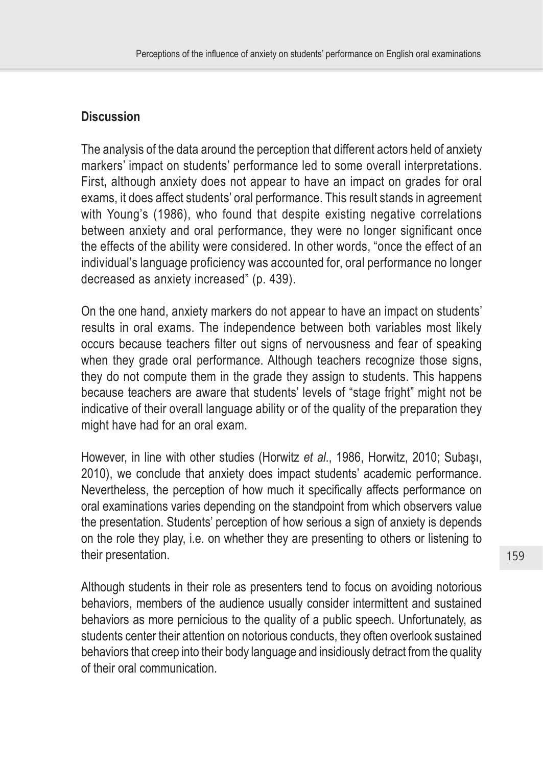## Discussion

The analysis of the data around the perception that different actors held of anxiety markers' impact on students' performance led to some overall interpretations. First**,** although anxiety does not appear to have an impact on grades for oral exams, it does affect students' oral performance. This result stands in agreement with Young's (1986), who found that despite existing negative correlations between anxiety and oral performance, they were no longer significant once the effects of the ability were considered. In other words, "once the effect of an individual's language proficiency was accounted for, oral performance no longer decreased as anxiety increased" (p. 439).

On the one hand, anxiety markers do not appear to have an impact on students' results in oral exams. The independence between both variables most likely occurs because teachers filter out signs of nervousness and fear of speaking when they grade oral performance. Although teachers recognize those signs, they do not compute them in the grade they assign to students. This happens because teachers are aware that students' levels of "stage fright" might not be indicative of their overall language ability or of the quality of the preparation they might have had for an oral exam.

However, in line with other studies (Horwitz *et al*., 1986, Horwitz, 2010; Subaşı, 2010), we conclude that anxiety does impact students' academic performance. Nevertheless, the perception of how much it specifically affects performance on oral examinations varies depending on the standpoint from which observers value the presentation. Students' perception of how serious a sign of anxiety is depends on the role they play, i.e. on whether they are presenting to others or listening to their presentation.

Although students in their role as presenters tend to focus on avoiding notorious behaviors, members of the audience usually consider intermittent and sustained behaviors as more pernicious to the quality of a public speech. Unfortunately, as students center their attention on notorious conducts, they often overlook sustained behaviors that creep into their body language and insidiously detract from the quality of their oral communication.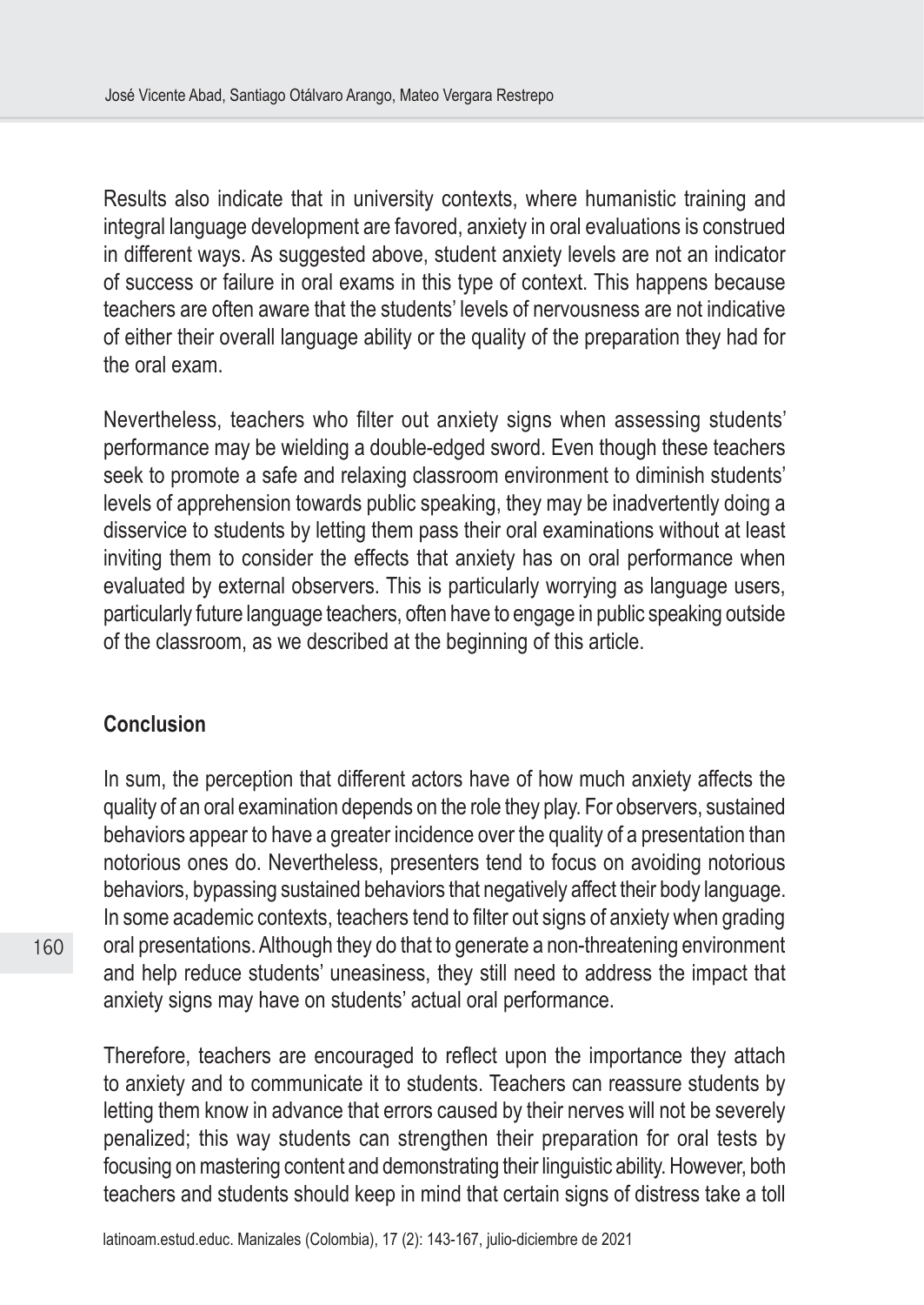Results also indicate that in university contexts, where humanistic training and integral language development are favored, anxiety in oral evaluations is construed in different ways. As suggested above, student anxiety levels are not an indicator of success or failure in oral exams in this type of context. This happens because teachers are often aware that the students' levels of nervousness are not indicative of either their overall language ability or the quality of the preparation they had for the oral exam.

Nevertheless, teachers who filter out anxiety signs when assessing students' performance may be wielding a double-edged sword. Even though these teachers seek to promote a safe and relaxing classroom environment to diminish students' levels of apprehension towards public speaking, they may be inadvertently doing a disservice to students by letting them pass their oral examinations without at least inviting them to consider the effects that anxiety has on oral performance when evaluated by external observers. This is particularly worrying as language users, particularly future language teachers, often have to engage in public speaking outside of the classroom, as we described at the beginning of this article.

## Conclusion

In sum, the perception that different actors have of how much anxiety affects the quality of an oral examination depends on the role they play. For observers, sustained behaviors appear to have a greater incidence over the quality of a presentation than notorious ones do. Nevertheless, presenters tend to focus on avoiding notorious behaviors, bypassing sustained behaviors that negatively affect their body language. In some academic contexts, teachers tend to filter out signs of anxiety when grading oral presentations. Although they do that to generate a non-threatening environment and help reduce students' uneasiness, they still need to address the impact that anxiety signs may have on students' actual oral performance.

Therefore, teachers are encouraged to reflect upon the importance they attach to anxiety and to communicate it to students. Teachers can reassure students by letting them know in advance that errors caused by their nerves will not be severely penalized; this way students can strengthen their preparation for oral tests by focusing on mastering content and demonstrating their linguistic ability. However, both teachers and students should keep in mind that certain signs of distress take a toll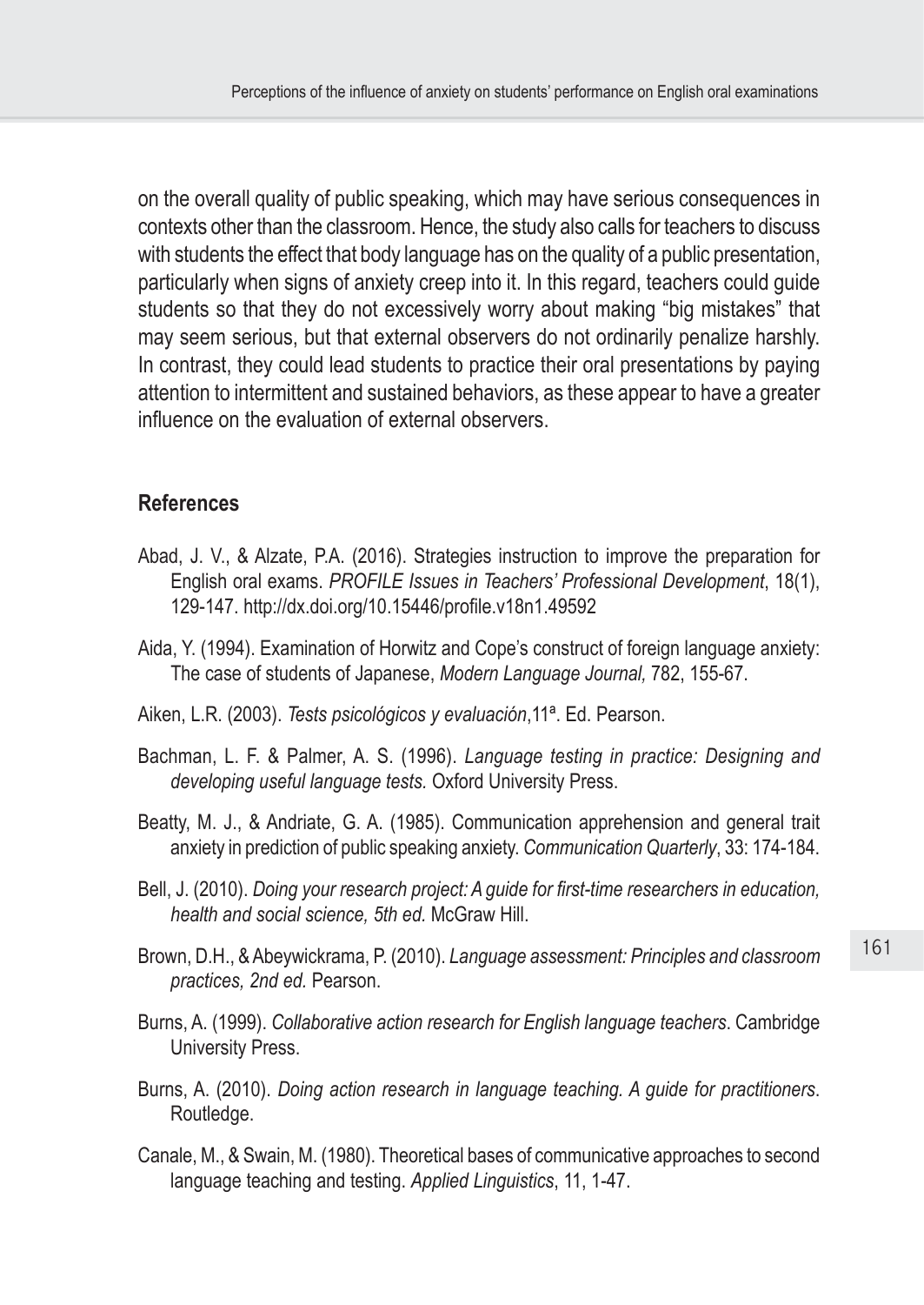on the overall quality of public speaking, which may have serious consequences in contexts other than the classroom. Hence, the study also calls for teachers to discuss with students the effect that body language has on the quality of a public presentation, particularly when signs of anxiety creep into it. In this regard, teachers could guide students so that they do not excessively worry about making "big mistakes" that may seem serious, but that external observers do not ordinarily penalize harshly. In contrast, they could lead students to practice their oral presentations by paying attention to intermittent and sustained behaviors, as these appear to have a greater influence on the evaluation of external observers.

## References

Abad, J. V., & Alzate, P.A. (2016). Strategies instruction to improve the preparation for English oral exams. *PROFILE Issues in Teachers' Professional Development*, 18(1), 129-147. http://dx.doi.org/10.15446/profile.v18n1.49592

Aida, Y. (1994). Examination of Horwitz and Cope's construct of foreign language anxiety: The case of students of Japanese, *Modern Language Journal,* 782, 155-67.

Aiken, L.R. (2003). *Tests psicológicos y evaluación*,11ª. Ed. Pearson.

Bachman, L. F. & Palmer, A. S. (1996). *Language testing in practice: Designing and developing useful language tests.* Oxford University Press.

Beatty, M. J., & Andriate, G. A. (1985). Communication apprehension and general trait anxiety in prediction of public speaking anxiety. *Communication Quarterly*, 33: 174-184.

Bell, J. (2010). *Doing your research project: A guide for first-time researchers in education, health and social science, 5th ed.* McGraw Hill.

Brown, D.H., & Abeywickrama, P. (2010). *Language assessment: Principles and classroom practices, 2nd ed.* Pearson.

Burns, A. (1999). *Collaborative action research for English language teachers*. Cambridge University Press.

Burns, A. (2010). *Doing action research in language teaching. A guide for practitioners.* Routledge.

Canale, M., & Swain, M. (1980). Theoretical bases of communicative approaches to second language teaching and testing. *Applied Linguistics*, 11, 1-47.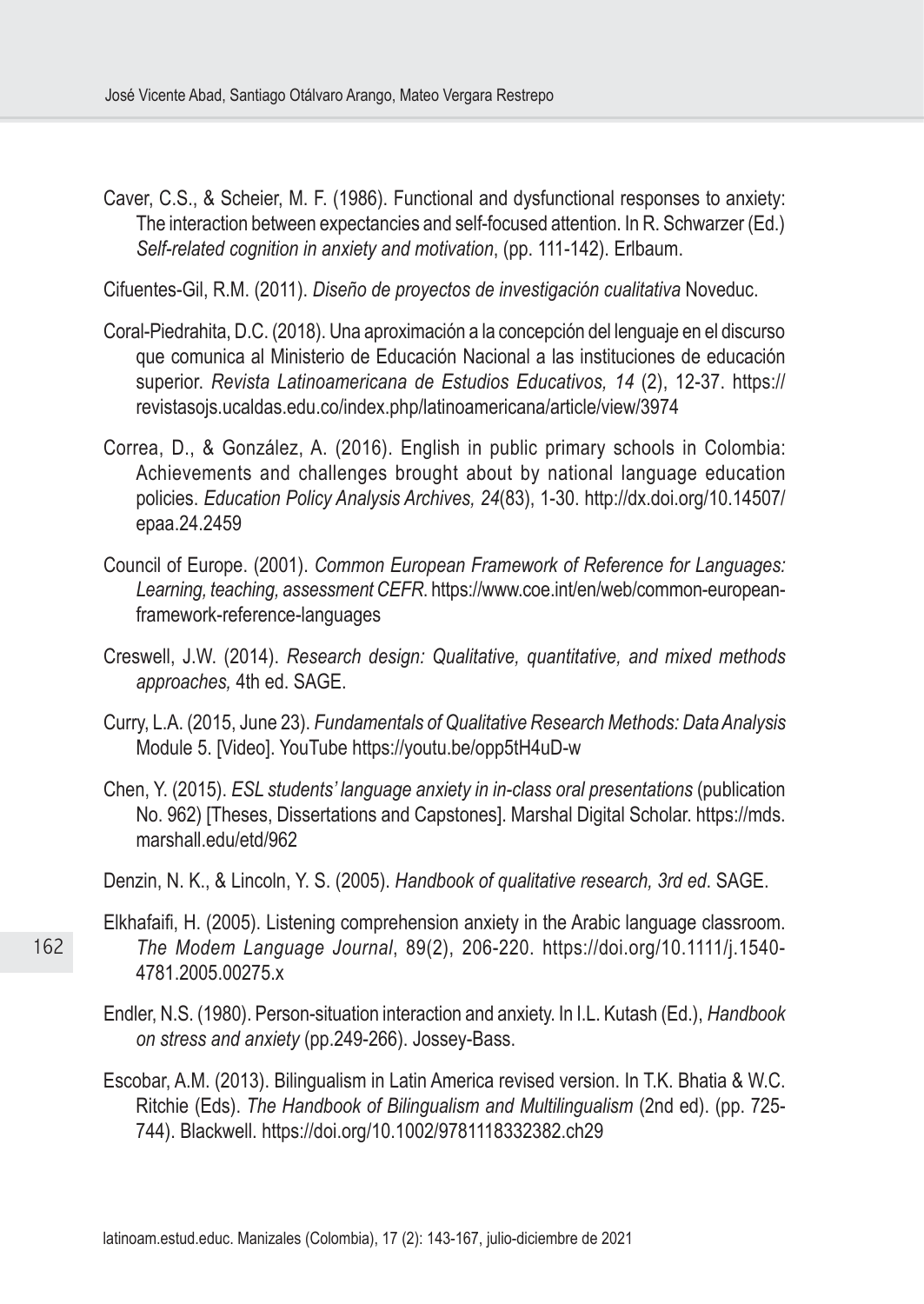Caver, C.S., & Scheier, M. F. (1986). Functional and dysfunctional responses to anxiety: The interaction between expectancies and self-focused attention. In R. Schwarzer (Ed.) *Self-related cognition in anxiety and motivation*, (pp. 111-142). Erlbaum.

Cifuentes-Gil, R.M. (2011). *Diseño de proyectos de investigación cualitativa* Noveduc.

Coral-Piedrahita, D.C. (2018). Una aproximación a la concepción del lenguaje en el discurso que comunica al Ministerio de Educación Nacional a las instituciones de educación superior. *Revista Latinoamericana de Estudios Educativos, 14* (2), 12-37. https://revistasojs.ucaldas.edu.co/index.php/latinoamericana/article/view/3974

Correa, D., & González, A. (2016). English in public primary schools in Colombia: Achievements and challenges brought about by national language education policies. *Education Policy Analysis Archives, 24*(83), 1-30. http://dx.doi.org/10.14507/epaa.24.2459

Council of Europe. (2001). *Common European Framework of Reference for Languages: Learning, teaching, assessment CEFR*. https://www.coe.int/en/web/common-european-framework-reference-languages

Creswell, J.W. (2014). *Research design: Qualitative, quantitative, and mixed methods approaches,* 4th ed. SAGE.

Curry, L.A. (2015, June 23). *Fundamentals of Qualitative Research Methods: Data Analysis* Module 5. [Video]. YouTube https://youtu.be/opp5tH4uD-w

Chen, Y. (2015). *ESL students' language anxiety in in-class oral presentations* (publication No. 962) [Theses, Dissertations and Capstones]. Marshal Digital Scholar. https://mds.marshall.edu/etd/962

Denzin, N. K., & Lincoln, Y. S. (2005). *Handbook of qualitative research, 3rd ed*. SAGE.

Elkhafaifi, H. (2005). Listening comprehension anxiety in the Arabic language classroom. *The Modem Language Journal*, 89(2), 206-220. https://doi.org/10.1111/j.1540-4781.2005.00275.x

Endler, N.S. (1980). Person-situation interaction and anxiety. In I.L. Kutash (Ed.), *Handbook on stress and anxiety* (pp.249-266). Jossey-Bass.

Escobar, A.M. (2013). Bilingualism in Latin America revised version. In T.K. Bhatia & W.C. Ritchie (Eds). *The Handbook of Bilingualism and Multilingualism* (2nd ed). (pp. 725-744). Blackwell. https://doi.org/10.1002/9781118332382.ch29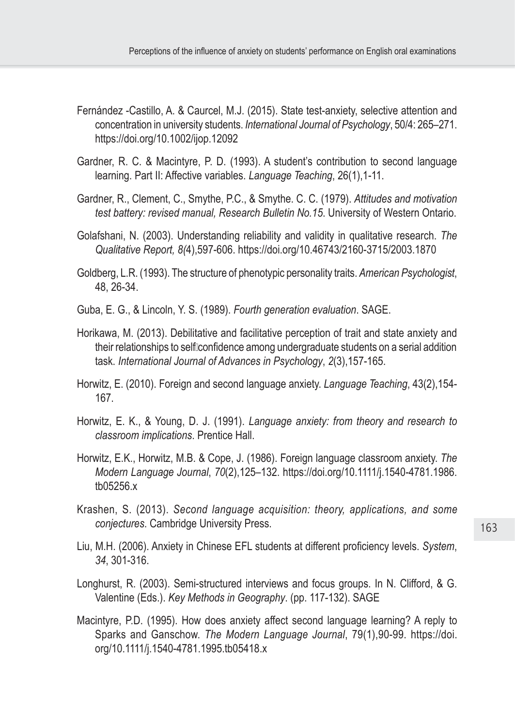Fernández -Castillo, A. & Caurcel, M.J. (2015). State test-anxiety, selective attention and concentration in university students. *International Journal of Psychology*, 50/4: 265–271. https://doi.org/10.1002/ijop.12092

Gardner, R. C. & Macintyre, P. D. (1993). A student's contribution to second language learning. Part II: Affective variables. *Language Teaching*, 26(1),1-11.

Gardner, R., Clement, C., Smythe, P.C., & Smythe. C. C. (1979). *Attitudes and motivation test battery: revised manual, Research Bulletin No.15*. University of Western Ontario.

Golafshani, N. (2003). Understanding reliability and validity in qualitative research. *The Qualitative Report, 8(*4),597-606. https://doi.org/10.46743/2160-3715/2003.1870

Goldberg, L.R. (1993). The structure of phenotypic personality traits. *American Psychologist*, 48, 26-34.

Guba, E. G., & Lincoln, Y. S. (1989). *Fourth generation evaluation*. SAGE.

Horikawa, M. (2013). Debilitative and facilitative perception of trait and state anxiety and their relationships to self-confidence among undergraduate students on a serial addition task. *International Journal of Advances in Psychology*, *2*(3),157-165.

Horwitz, E. (2010). Foreign and second language anxiety. *Language Teaching*, 43(2),154-167.

Horwitz, E. K., & Young, D. J. (1991). *Language anxiety: from theory and research to classroom implications*. Prentice Hall.

Horwitz, E.K., Horwitz, M.B. & Cope, J. (1986). Foreign language classroom anxiety. *The Modern Language Journal*, *70*(2),125–132. https://doi.org/10.1111/j.1540-4781.1986.tb05256.x

Krashen, S. (2013). *Second language acquisition: theory, applications, and some conjectures*. Cambridge University Press.

Liu, M.H. (2006). Anxiety in Chinese EFL students at different proficiency levels. *System*, *34*, 301-316.

Longhurst, R. (2003). Semi-structured interviews and focus groups. In N. Clifford, & G. Valentine (Eds.). *Key Methods in Geography*. (pp. 117-132). SAGE

Macintyre, P.D. (1995). How does anxiety affect second language learning? A reply to Sparks and Ganschow. *The Modern Language Journal*, 79(1),90-99. https://doi.org/10.1111/j.1540-4781.1995.tb05418.x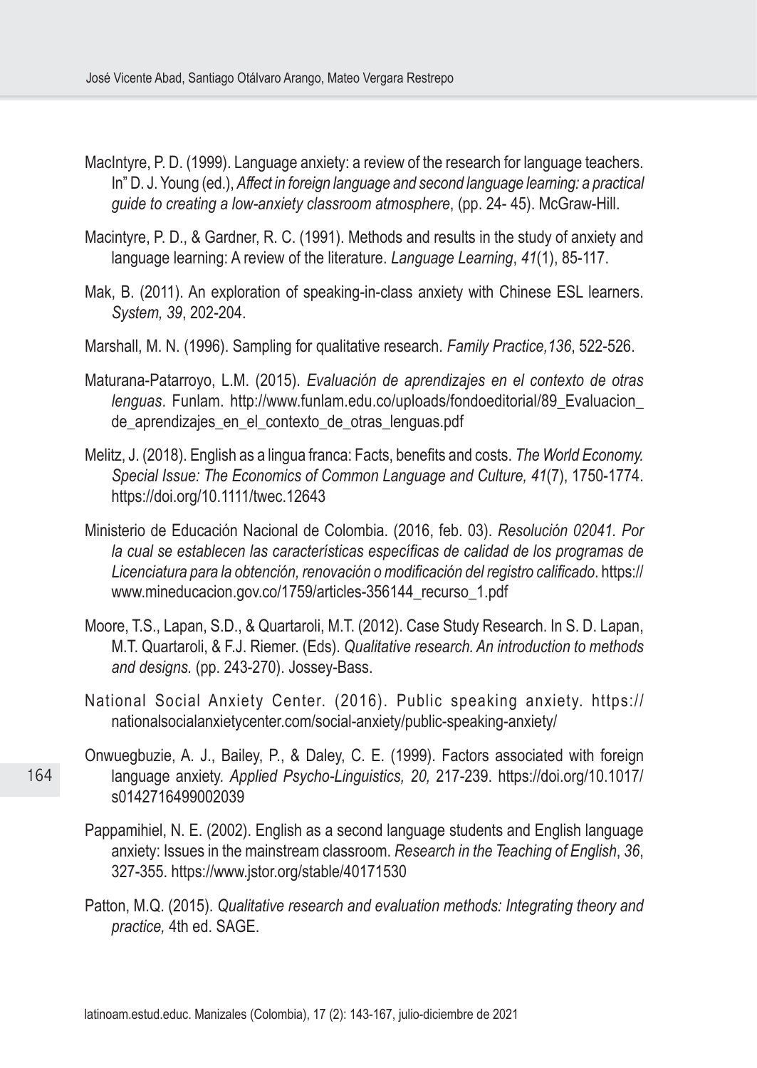MacIntyre, P. D. (1999). Language anxiety: a review of the research for language teachers. In" D. J. Young (ed.), *Affect in foreign language and second language learning: a practical guide to creating a low-anxiety classroom atmosphere*, (pp. 24- 45). McGraw-Hill.

Macintyre, P. D., & Gardner, R. C. (1991). Methods and results in the study of anxiety and language learning: A review of the literature. *Language Learning*, *41*(1), 85-117.

Mak, B. (2011). An exploration of speaking-in-class anxiety with Chinese ESL learners. *System, 39*, 202-204.

Marshall, M. N. (1996). Sampling for qualitative research. *Family Practice,136*, 522-526.

Maturana-Patarroyo, L.M. (2015). *Evaluación de aprendizajes en el contexto de otras lenguas*. Funlam. http://www.funlam.edu.co/uploads/fondoeditorial/89_Evaluacion_de_aprendizajes_en_el_contexto_de_otras_lenguas.pdf

Melitz, J. (2018). English as a lingua franca: Facts, benefits and costs. *The World Economy. Special Issue: The Economics of Common Language and Culture, 41*(7), 1750-1774. https://doi.org/10.1111/twec.12643

Ministerio de Educación Nacional de Colombia. (2016, feb. 03). *Resolución 02041. Por la cual se establecen las características específicas de calidad de los programas de Licenciatura para la obtención, renovación o modificación del registro calificado*. https://www.mineducacion.gov.co/1759/articles-356144_recurso_1.pdf

Moore, T.S., Lapan, S.D., & Quartaroli, M.T. (2012). Case Study Research. In S. D. Lapan, M.T. Quartaroli, & F.J. Riemer. (Eds). *Qualitative research. An introduction to methods and designs.* (pp. 243-270). Jossey-Bass.

National Social Anxiety Center. (2016). Public speaking anxiety. https://nationalsocialanxietycenter.com/social-anxiety/public-speaking-anxiety/

Onwuegbuzie, A. J., Bailey, P., & Daley, C. E. (1999). Factors associated with foreign language anxiety. *Applied Psycho-Linguistics, 20,* 217-239. https://doi.org/10.1017/s0142716499002039

Pappamihiel, N. E. (2002). English as a second language students and English language anxiety: Issues in the mainstream classroom. *Research in the Teaching of English*, *36*, 327-355. https://www.jstor.org/stable/40171530

Patton, M.Q. (2015). *Qualitative research and evaluation methods: Integrating theory and practice,* 4th ed. SAGE.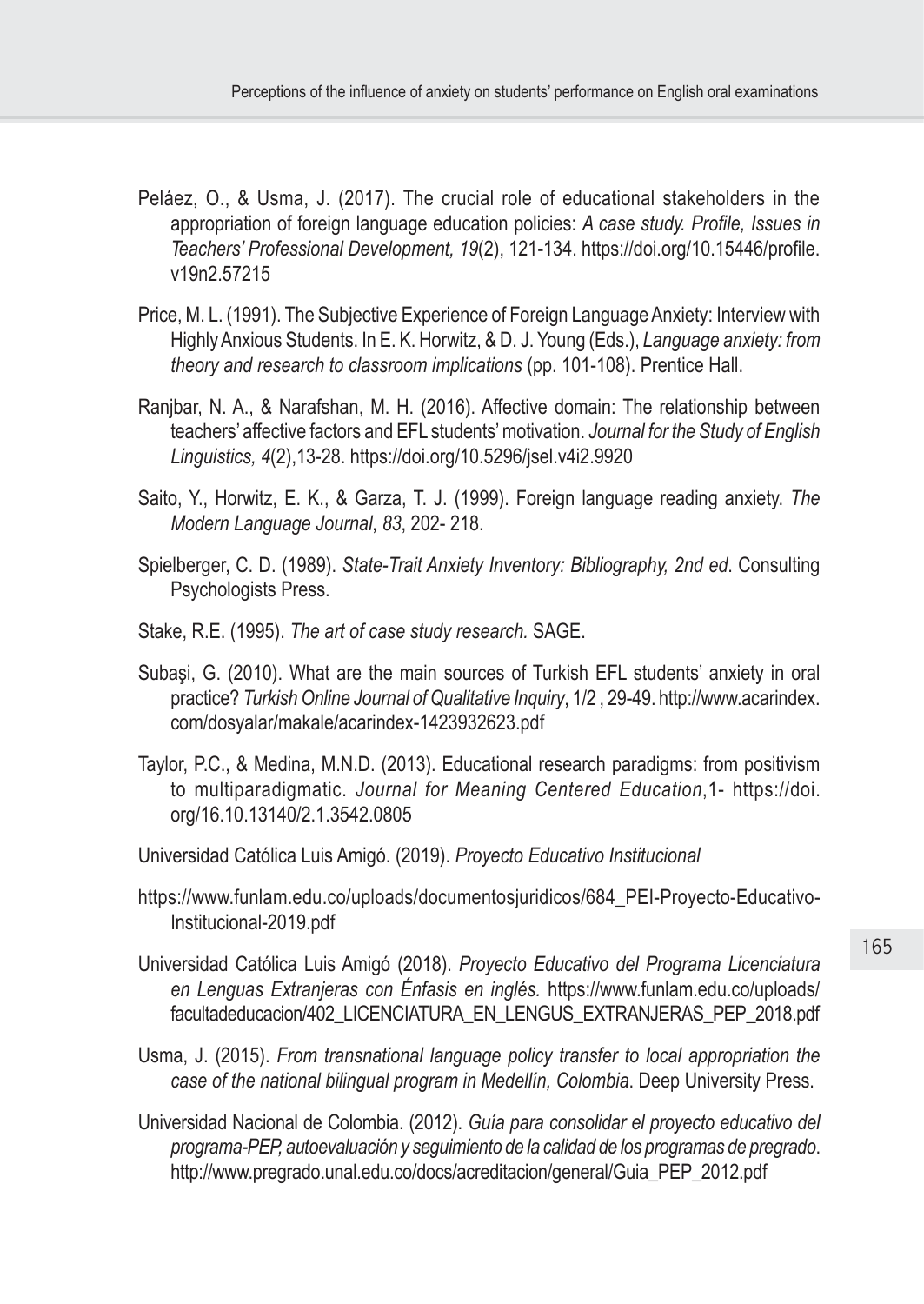Peláez, O., & Usma, J. (2017). The crucial role of educational stakeholders in the appropriation of foreign language education policies: *A case study. Profile, Issues in Teachers' Professional Development, 19*(2), 121-134. https://doi.org/10.15446/profile.v19n2.57215

Price, M. L. (1991). The Subjective Experience of Foreign Language Anxiety: Interview with Highly Anxious Students. In E. K. Horwitz, & D. J. Young (Eds.), *Language anxiety: from theory and research to classroom implications* (pp. 101-108). Prentice Hall.

Ranjbar, N. A., & Narafshan, M. H. (2016). Affective domain: The relationship between teachers' affective factors and EFL students' motivation. *Journal for the Study of English Linguistics, 4*(2),13-28. https://doi.org/10.5296/jsel.v4i2.9920

Saito, Y., Horwitz, E. K., & Garza, T. J. (1999). Foreign language reading anxiety. *The Modern Language Journal*, *83*, 202- 218.

Spielberger, C. D. (1989). *State-Trait Anxiety Inventory: Bibliography, 2nd ed*. Consulting Psychologists Press.

Stake, R.E. (1995). *The art of case study research.* SAGE.

Subaşi, G. (2010). What are the main sources of Turkish EFL students' anxiety in oral practice? *Turkish Online Journal of Qualitative Inquiry*, 1/2 , 29-49. http://www.acarindex.com/dosyalar/makale/acarindex-1423932623.pdf

Taylor, P.C., & Medina, M.N.D. (2013). Educational research paradigms: from positivism to multiparadigmatic. *Journal for Meaning Centered Education*,1- https://doi.org/16.10.13140/2.1.3542.0805

Universidad Católica Luis Amigó. (2019). *Proyecto Educativo Institucional*

https://www.funlam.edu.co/uploads/documentosjuridicos/684_PEI-Proyecto-Educativo-Institucional-2019.pdf

Universidad Católica Luis Amigó (2018). *Proyecto Educativo del Programa Licenciatura en Lenguas Extranjeras con Énfasis en inglés.* https://www.funlam.edu.co/uploads/facultadeducacion/402_LICENCIATURA_EN_LENGUS_EXTRANJERAS_PEP_2018.pdf

Usma, J. (2015). *From transnational language policy transfer to local appropriation the case of the national bilingual program in Medellín, Colombia*. Deep University Press.

Universidad Nacional de Colombia. (2012). *Guía para consolidar el proyecto educativo del programa-PEP, autoevaluación y seguimiento de la calidad de los programas de pregrado*. http://www.pregrado.unal.edu.co/docs/acreditacion/general/Guia_PEP_2012.pdf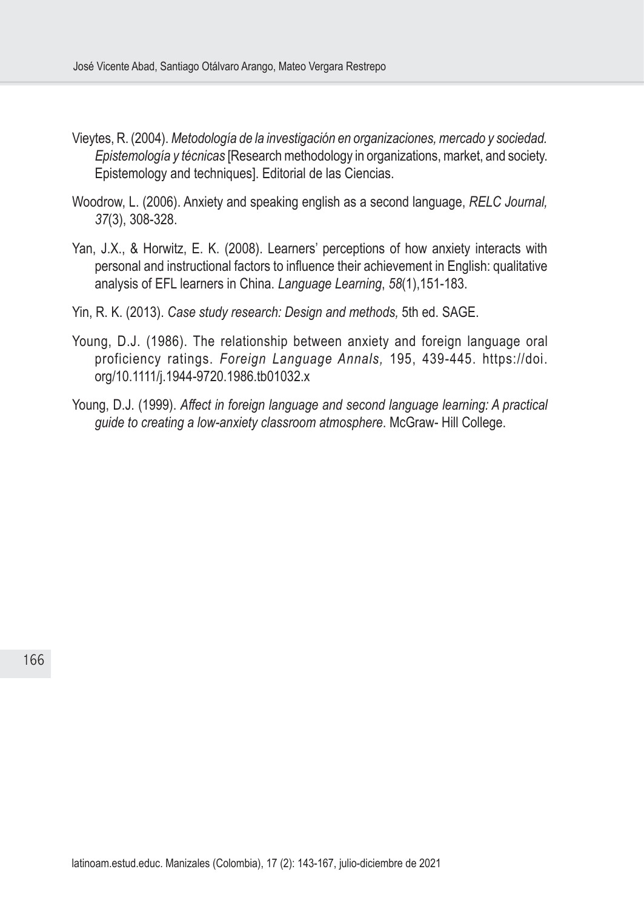Vieytes, R. (2004). *Metodología de la investigación en organizaciones, mercado y sociedad. Epistemología y técnicas* [Research methodology in organizations, market, and society. Epistemology and techniques]. Editorial de las Ciencias.

Woodrow, L. (2006). Anxiety and speaking english as a second language, *RELC Journal, 37*(3), 308-328.

Yan, J.X., & Horwitz, E. K. (2008). Learners' perceptions of how anxiety interacts with personal and instructional factors to influence their achievement in English: qualitative analysis of EFL learners in China. *Language Learning*, *58*(1),151-183.

Yin, R. K. (2013). *Case study research: Design and methods,* 5th ed. SAGE.

Young, D.J. (1986). The relationship between anxiety and foreign language oral proficiency ratings. *Foreign Language Annals,* 195, 439-445. https://doi.org/10.1111/j.1944-9720.1986.tb01032.x

Young, D.J. (1999). *Affect in foreign language and second language learning: A practical guide to creating a low-anxiety classroom atmosphere*. McGraw- Hill College.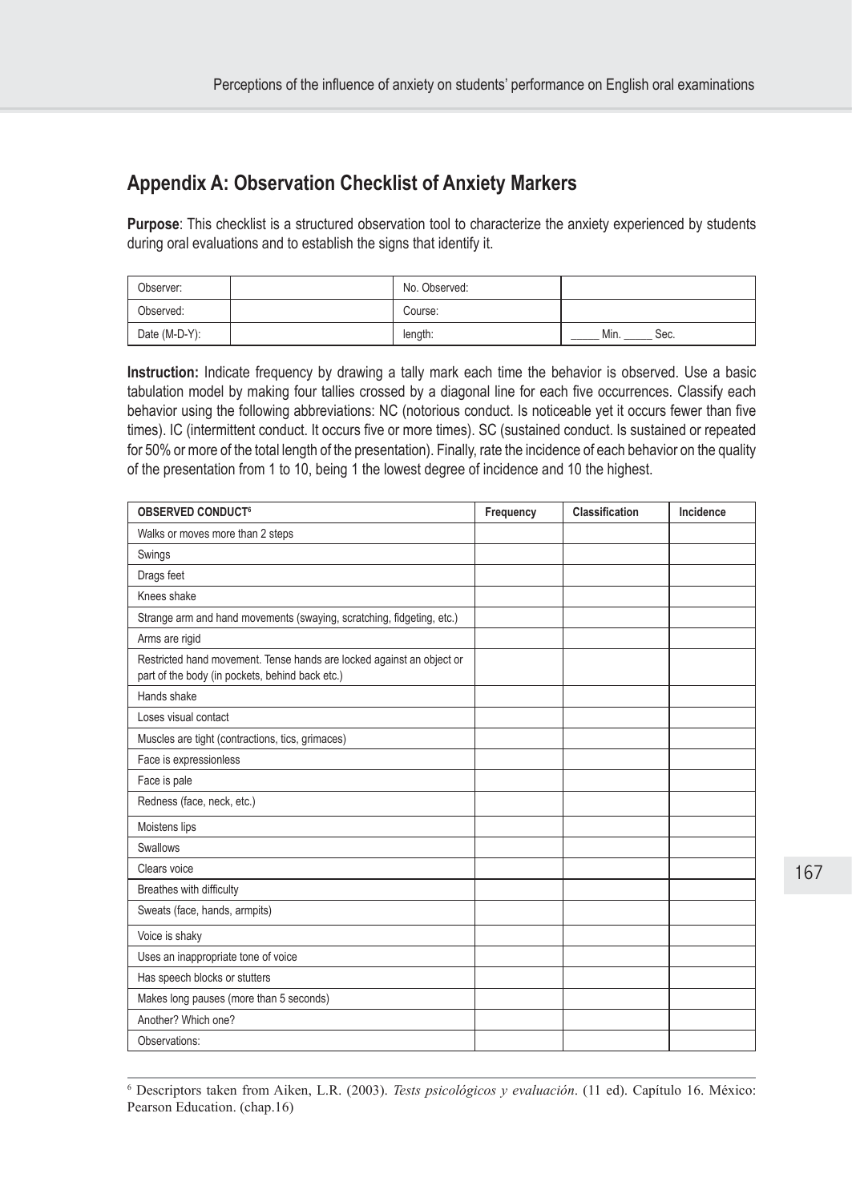## Appendix A: Observation Checklist of Anxiety Markers

**Purpose**: This checklist is a structured observation tool to characterize the anxiety experienced by students during oral evaluations and to establish the signs that identify it.

| | | | |
|---|---|---|---|
| Observer: | | No. Observed: | |
| Observed: | | Course: | |
| Date (M-D-Y): | | length: | _____ Min. _____ Sec. |

**Instruction:** Indicate frequency by drawing a tally mark each time the behavior is observed. Use a basic tabulation model by making four tallies crossed by a diagonal line for each five occurrences. Classify each behavior using the following abbreviations: NC (notorious conduct. Is noticeable yet it occurs fewer than five times). IC (intermittent conduct. It occurs five or more times). SC (sustained conduct. Is sustained or repeated for 50% or more of the total length of the presentation). Finally, rate the incidence of each behavior on the quality of the presentation from 1 to 10, being 1 the lowest degree of incidence and 10 the highest.

| OBSERVED CONDUCT[6] | Frequency | Classification | Incidence |
|---|---|---|---|
| Walks or moves more than 2 steps | | | |
| Swings | | | |
| Drags feet | | | |
| Knees shake | | | |
| Strange arm and hand movements (swaying, scratching, fidgeting, etc.) | | | |
| Arms are rigid | | | |
| Restricted hand movement. Tense hands are locked against an object or part of the body (in pockets, behind back etc.) | | | |
| Hands shake | | | |
| Loses visual contact | | | |
| Muscles are tight (contractions, tics, grimaces) | | | |
| Face is expressionless | | | |
| Face is pale | | | |
| Redness (face, neck, etc.) | | | |
| Moistens lips | | | |
| Swallows | | | |
| Clears voice | | | |
| Breathes with difficulty | | | |
| Sweats (face, hands, armpits) | | | |
| Voice is shaky | | | |
| Uses an inappropriate tone of voice | | | |
| Has speech blocks or stutters | | | |
| Makes long pauses (more than 5 seconds) | | | |
| Another? Which one? | | | |
| Observations: | | | |

[6] Descriptors taken from Aiken, L.R. (2003). *Tests psicológicos y evaluación*. (11 ed). Capítulo 16. México: Pearson Education. (chap.16)